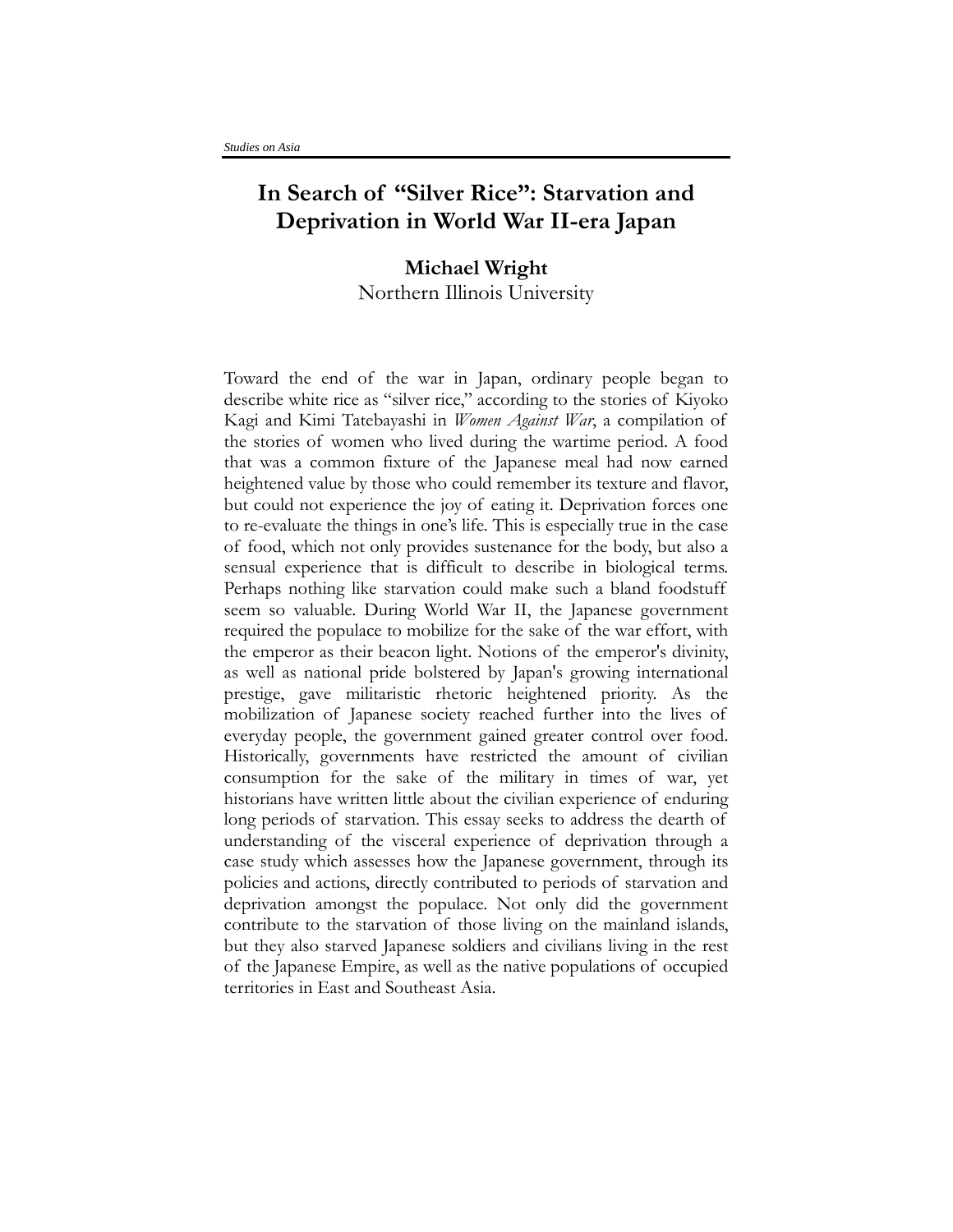# In Search of "Silver Rice": Starvation and Deprivation in World War II-era Japan

**Michael Wright**
Northern Illinois University

Toward the end of the war in Japan, ordinary people began to describe white rice as "silver rice," according to the stories of Kiyoko Kagi and Kimi Tatebayashi in *Women Against War*, a compilation of the stories of women who lived during the wartime period. A food that was a common fixture of the Japanese meal had now earned heightened value by those who could remember its texture and flavor, but could not experience the joy of eating it. Deprivation forces one to re-evaluate the things in one's life. This is especially true in the case of food, which not only provides sustenance for the body, but also a sensual experience that is difficult to describe in biological terms. Perhaps nothing like starvation could make such a bland foodstuff seem so valuable. During World War II, the Japanese government required the populace to mobilize for the sake of the war effort, with the emperor as their beacon light. Notions of the emperor's divinity, as well as national pride bolstered by Japan's growing international prestige, gave militaristic rhetoric heightened priority. As the mobilization of Japanese society reached further into the lives of everyday people, the government gained greater control over food. Historically, governments have restricted the amount of civilian consumption for the sake of the military in times of war, yet historians have written little about the civilian experience of enduring long periods of starvation. This essay seeks to address the dearth of understanding of the visceral experience of deprivation through a case study which assesses how the Japanese government, through its policies and actions, directly contributed to periods of starvation and deprivation amongst the populace. Not only did the government contribute to the starvation of those living on the mainland islands, but they also starved Japanese soldiers and civilians living in the rest of the Japanese Empire, as well as the native populations of occupied territories in East and Southeast Asia.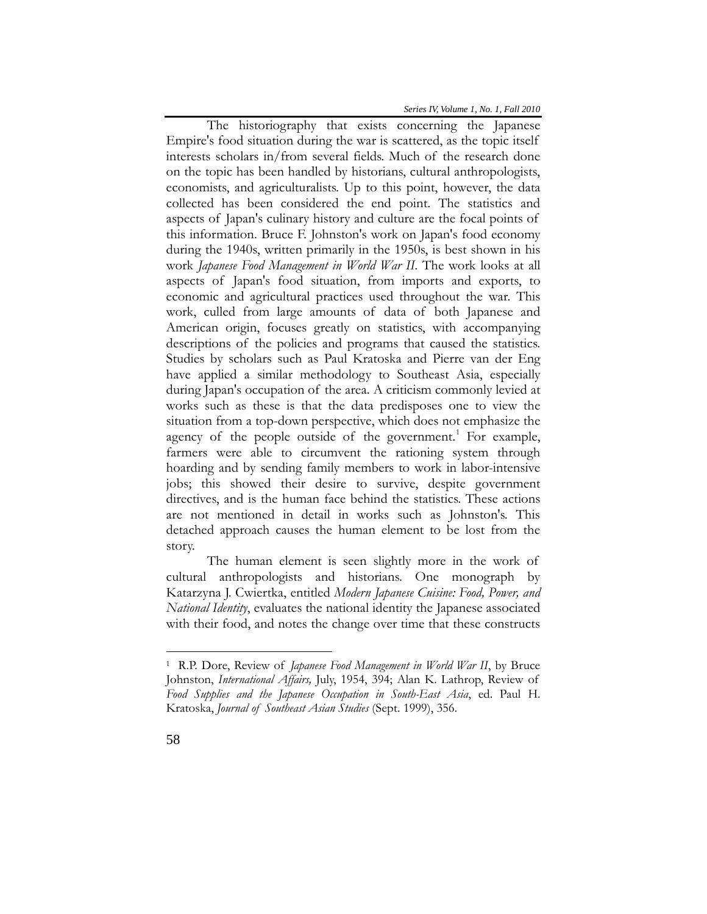The historiography that exists concerning the Japanese Empire's food situation during the war is scattered, as the topic itself interests scholars in/from several fields. Much of the research done on the topic has been handled by historians, cultural anthropologists, economists, and agriculturalists. Up to this point, however, the data collected has been considered the end point. The statistics and aspects of Japan's culinary history and culture are the focal points of this information. Bruce F. Johnston's work on Japan's food economy during the 1940s, written primarily in the 1950s, is best shown in his work *Japanese Food Management in World War II*. The work looks at all aspects of Japan's food situation, from imports and exports, to economic and agricultural practices used throughout the war. This work, culled from large amounts of data of both Japanese and American origin, focuses greatly on statistics, with accompanying descriptions of the policies and programs that caused the statistics. Studies by scholars such as Paul Kratoska and Pierre van der Eng have applied a similar methodology to Southeast Asia, especially during Japan's occupation of the area. A criticism commonly levied at works such as these is that the data predisposes one to view the situation from a top-down perspective, which does not emphasize the agency of the people outside of the government.[1] For example, farmers were able to circumvent the rationing system through hoarding and by sending family members to work in labor-intensive jobs; this showed their desire to survive, despite government directives, and is the human face behind the statistics. These actions are not mentioned in detail in works such as Johnston's. This detached approach causes the human element to be lost from the story.

The human element is seen slightly more in the work of cultural anthropologists and historians. One monograph by Katarzyna J. Cwiertka, entitled *Modern Japanese Cuisine: Food, Power, and National Identity*, evaluates the national identity the Japanese associated with their food, and notes the change over time that these constructs

---

[1] R.P. Dore, Review of *Japanese Food Management in World War II*, by Bruce Johnston, *International Affairs,* July, 1954, 394; Alan K. Lathrop, Review of *Food Supplies and the Japanese Occupation in South-East Asia*, ed. Paul H. Kratoska, *Journal of Southeast Asian Studies* (Sept. 1999), 356.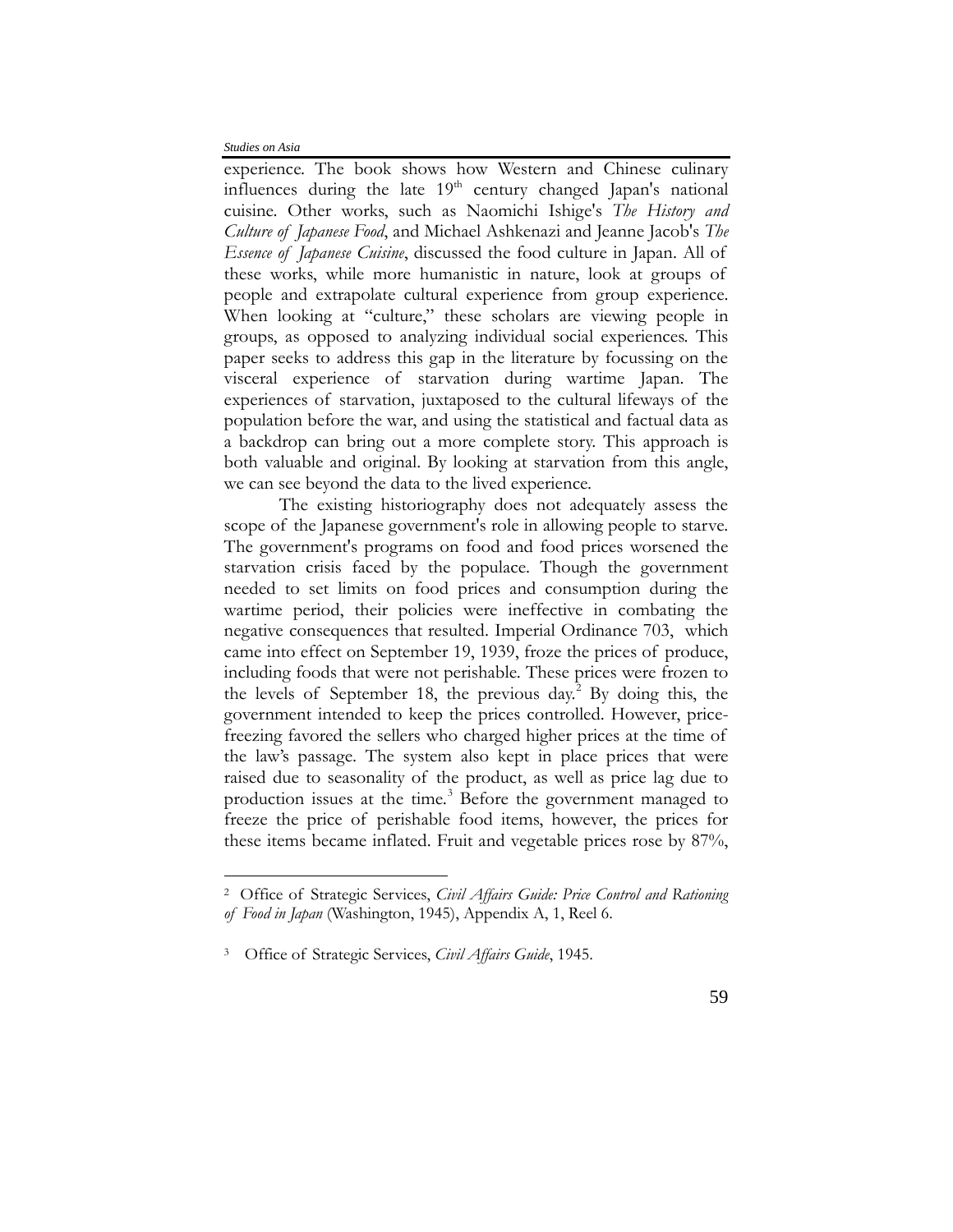experience. The book shows how Western and Chinese culinary influences during the late 19th century changed Japan's national cuisine. Other works, such as Naomichi Ishige's *The History and Culture of Japanese Food*, and Michael Ashkenazi and Jeanne Jacob's *The Essence of Japanese Cuisine*, discussed the food culture in Japan. All of these works, while more humanistic in nature, look at groups of people and extrapolate cultural experience from group experience. When looking at "culture," these scholars are viewing people in groups, as opposed to analyzing individual social experiences. This paper seeks to address this gap in the literature by focussing on the visceral experience of starvation during wartime Japan. The experiences of starvation, juxtaposed to the cultural lifeways of the population before the war, and using the statistical and factual data as a backdrop can bring out a more complete story. This approach is both valuable and original. By looking at starvation from this angle, we can see beyond the data to the lived experience.

The existing historiography does not adequately assess the scope of the Japanese government's role in allowing people to starve. The government's programs on food and food prices worsened the starvation crisis faced by the populace. Though the government needed to set limits on food prices and consumption during the wartime period, their policies were ineffective in combating the negative consequences that resulted. Imperial Ordinance 703, which came into effect on September 19, 1939, froze the prices of produce, including foods that were not perishable. These prices were frozen to the levels of September 18, the previous day.[2] By doing this, the government intended to keep the prices controlled. However, price-freezing favored the sellers who charged higher prices at the time of the law's passage. The system also kept in place prices that were raised due to seasonality of the product, as well as price lag due to production issues at the time.[3] Before the government managed to freeze the price of perishable food items, however, the prices for these items became inflated. Fruit and vegetable prices rose by 87%,

---

[2] Office of Strategic Services, *Civil Affairs Guide: Price Control and Rationing of Food in Japan* (Washington, 1945), Appendix A, 1, Reel 6.

[3] Office of Strategic Services, *Civil Affairs Guide*, 1945.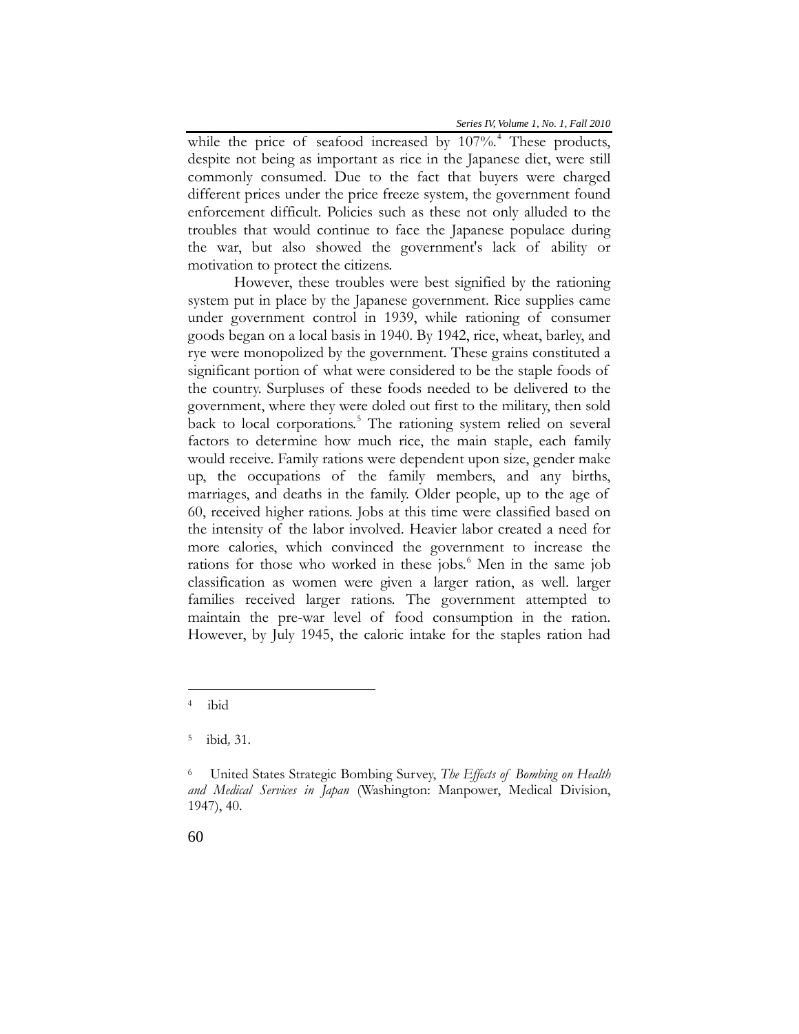while the price of seafood increased by 107%.[4] These products, despite not being as important as rice in the Japanese diet, were still commonly consumed. Due to the fact that buyers were charged different prices under the price freeze system, the government found enforcement difficult. Policies such as these not only alluded to the troubles that would continue to face the Japanese populace during the war, but also showed the government's lack of ability or motivation to protect the citizens.

However, these troubles were best signified by the rationing system put in place by the Japanese government. Rice supplies came under government control in 1939, while rationing of consumer goods began on a local basis in 1940. By 1942, rice, wheat, barley, and rye were monopolized by the government. These grains constituted a significant portion of what were considered to be the staple foods of the country. Surpluses of these foods needed to be delivered to the government, where they were doled out first to the military, then sold back to local corporations.[5] The rationing system relied on several factors to determine how much rice, the main staple, each family would receive. Family rations were dependent upon size, gender make up, the occupations of the family members, and any births, marriages, and deaths in the family. Older people, up to the age of 60, received higher rations. Jobs at this time were classified based on the intensity of the labor involved. Heavier labor created a need for more calories, which convinced the government to increase the rations for those who worked in these jobs.[6] Men in the same job classification as women were given a larger ration, as well. larger families received larger rations. The government attempted to maintain the pre-war level of food consumption in the ration. However, by July 1945, the caloric intake for the staples ration had

---

[4] ibid

[5] ibid, 31.

[6] United States Strategic Bombing Survey, *The Effects of Bombing on Health and Medical Services in Japan* (Washington: Manpower, Medical Division, 1947), 40.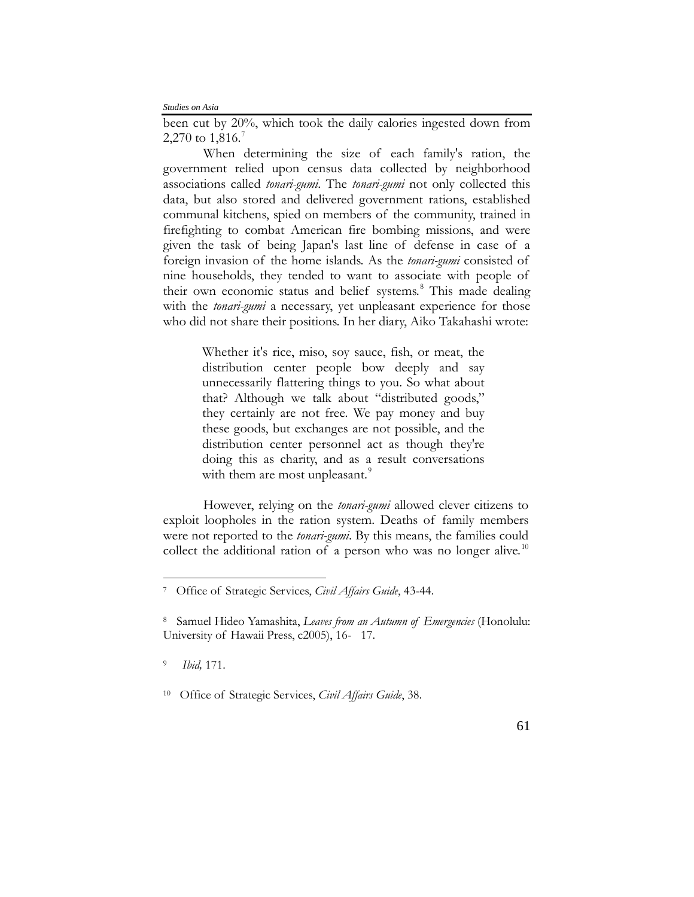been cut by 20%, which took the daily calories ingested down from 2,270 to 1,816.[7]

When determining the size of each family's ration, the government relied upon census data collected by neighborhood associations called *tonari-gumi*. The *tonari-gumi* not only collected this data, but also stored and delivered government rations, established communal kitchens, spied on members of the community, trained in firefighting to combat American fire bombing missions, and were given the task of being Japan's last line of defense in case of a foreign invasion of the home islands. As the *tonari-gumi* consisted of nine households, they tended to want to associate with people of their own economic status and belief systems.[8] This made dealing with the *tonari-gumi* a necessary, yet unpleasant experience for those who did not share their positions. In her diary, Aiko Takahashi wrote:

> Whether it's rice, miso, soy sauce, fish, or meat, the distribution center people bow deeply and say unnecessarily flattering things to you. So what about that? Although we talk about "distributed goods," they certainly are not free. We pay money and buy these goods, but exchanges are not possible, and the distribution center personnel act as though they're doing this as charity, and as a result conversations with them are most unpleasant.[9]

However, relying on the *tonari-gumi* allowed clever citizens to exploit loopholes in the ration system. Deaths of family members were not reported to the *tonari-gumi*. By this means, the families could collect the additional ration of a person who was no longer alive.[10]

---

[7] Office of Strategic Services, *Civil Affairs Guide*, 43-44.

[8] Samuel Hideo Yamashita, *Leaves from an Autumn of Emergencies* (Honolulu: University of Hawaii Press, c2005), 16- 17.

[9] *Ibid,* 171.

[10] Office of Strategic Services, *Civil Affairs Guide*, 38.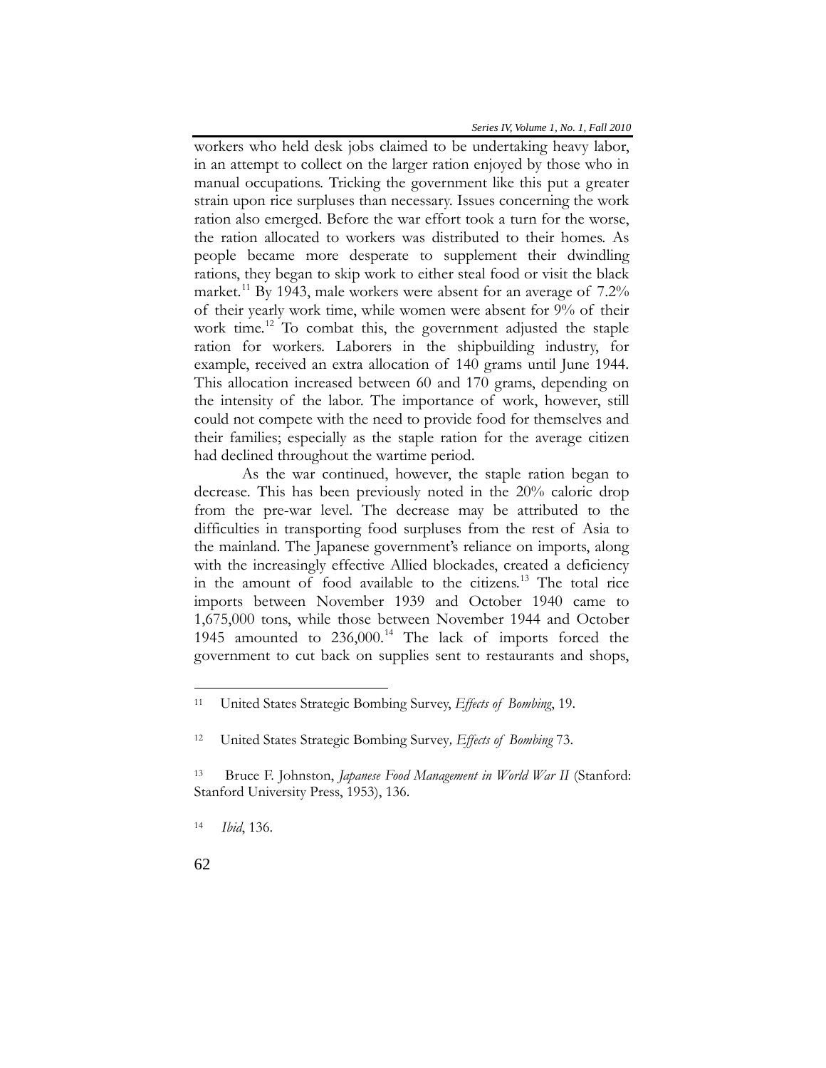workers who held desk jobs claimed to be undertaking heavy labor, in an attempt to collect on the larger ration enjoyed by those who in manual occupations. Tricking the government like this put a greater strain upon rice surpluses than necessary. Issues concerning the work ration also emerged. Before the war effort took a turn for the worse, the ration allocated to workers was distributed to their homes. As people became more desperate to supplement their dwindling rations, they began to skip work to either steal food or visit the black market.[11] By 1943, male workers were absent for an average of 7.2% of their yearly work time, while women were absent for 9% of their work time.[12] To combat this, the government adjusted the staple ration for workers. Laborers in the shipbuilding industry, for example, received an extra allocation of 140 grams until June 1944. This allocation increased between 60 and 170 grams, depending on the intensity of the labor. The importance of work, however, still could not compete with the need to provide food for themselves and their families; especially as the staple ration for the average citizen had declined throughout the wartime period.

As the war continued, however, the staple ration began to decrease. This has been previously noted in the 20% caloric drop from the pre-war level. The decrease may be attributed to the difficulties in transporting food surpluses from the rest of Asia to the mainland. The Japanese government's reliance on imports, along with the increasingly effective Allied blockades, created a deficiency in the amount of food available to the citizens.[13] The total rice imports between November 1939 and October 1940 came to 1,675,000 tons, while those between November 1944 and October 1945 amounted to 236,000.[14] The lack of imports forced the government to cut back on supplies sent to restaurants and shops,

---

[11] United States Strategic Bombing Survey, *Effects of Bombing*, 19.

[12] United States Strategic Bombing Survey*, Effects of Bombing* 73.

[13] Bruce F. Johnston, *Japanese Food Management in World War II* (Stanford: Stanford University Press, 1953), 136.

[14] *Ibid*, 136.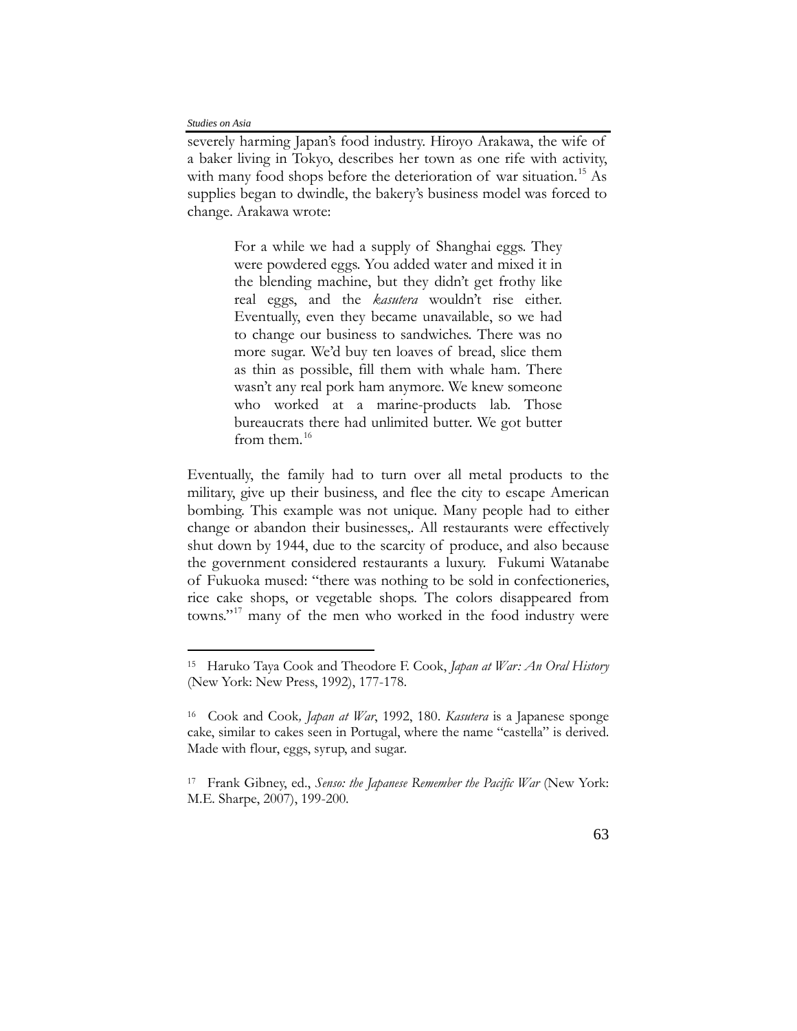severely harming Japan's food industry. Hiroyo Arakawa, the wife of a baker living in Tokyo, describes her town as one rife with activity, with many food shops before the deterioration of war situation.[15] As supplies began to dwindle, the bakery's business model was forced to change. Arakawa wrote:

> For a while we had a supply of Shanghai eggs. They were powdered eggs. You added water and mixed it in the blending machine, but they didn't get frothy like real eggs, and the *kasutera* wouldn't rise either. Eventually, even they became unavailable, so we had to change our business to sandwiches. There was no more sugar. We'd buy ten loaves of bread, slice them as thin as possible, fill them with whale ham. There wasn't any real pork ham anymore. We knew someone who worked at a marine-products lab. Those bureaucrats there had unlimited butter. We got butter from them.[16]

Eventually, the family had to turn over all metal products to the military, give up their business, and flee the city to escape American bombing. This example was not unique. Many people had to either change or abandon their businesses,. All restaurants were effectively shut down by 1944, due to the scarcity of produce, and also because the government considered restaurants a luxury. Fukumi Watanabe of Fukuoka mused: "there was nothing to be sold in confectioneries, rice cake shops, or vegetable shops. The colors disappeared from towns."[17] many of the men who worked in the food industry were

---

[15] Haruko Taya Cook and Theodore F. Cook, *Japan at War: An Oral History* (New York: New Press, 1992), 177-178.

[16] Cook and Cook, *Japan at War*, 1992, 180. *Kasutera* is a Japanese sponge cake, similar to cakes seen in Portugal, where the name "castella" is derived. Made with flour, eggs, syrup, and sugar.

[17] Frank Gibney, ed., *Senso: the Japanese Remember the Pacific War* (New York: M.E. Sharpe, 2007), 199-200.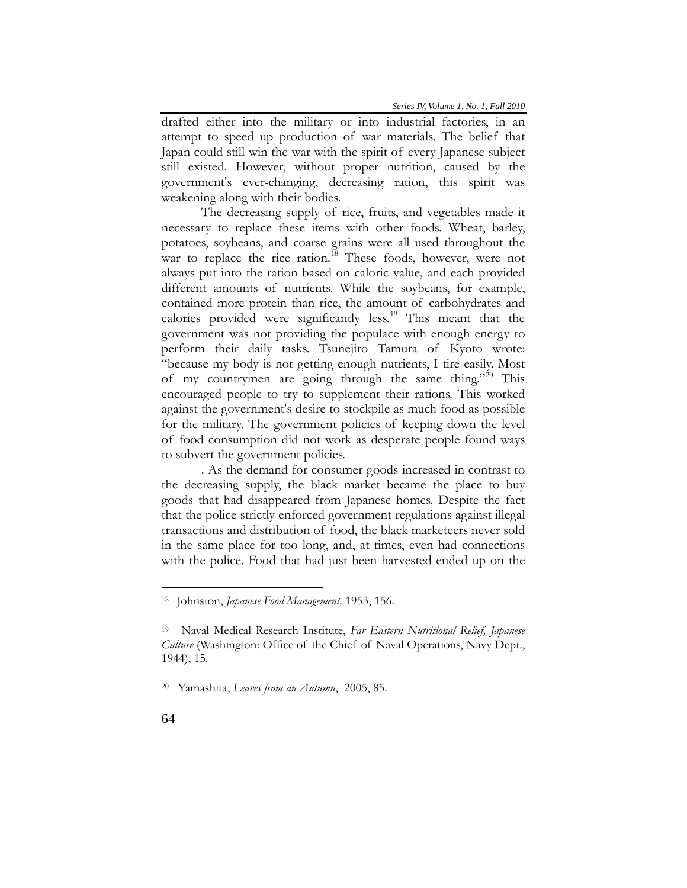drafted either into the military or into industrial factories, in an attempt to speed up production of war materials. The belief that Japan could still win the war with the spirit of every Japanese subject still existed. However, without proper nutrition, caused by the government's ever-changing, decreasing ration, this spirit was weakening along with their bodies.

The decreasing supply of rice, fruits, and vegetables made it necessary to replace these items with other foods. Wheat, barley, potatoes, soybeans, and coarse grains were all used throughout the war to replace the rice ration.[18] These foods, however, were not always put into the ration based on caloric value, and each provided different amounts of nutrients. While the soybeans, for example, contained more protein than rice, the amount of carbohydrates and calories provided were significantly less.[19] This meant that the government was not providing the populace with enough energy to perform their daily tasks. Tsunejiro Tamura of Kyoto wrote: "because my body is not getting enough nutrients, I tire easily. Most of my countrymen are going through the same thing."[20] This encouraged people to try to supplement their rations. This worked against the government's desire to stockpile as much food as possible for the military. The government policies of keeping down the level of food consumption did not work as desperate people found ways to subvert the government policies.

. As the demand for consumer goods increased in contrast to the decreasing supply, the black market became the place to buy goods that had disappeared from Japanese homes. Despite the fact that the police strictly enforced government regulations against illegal transactions and distribution of food, the black marketeers never sold in the same place for too long, and, at times, even had connections with the police. Food that had just been harvested ended up on the

---

[18] Johnston, *Japanese Food Management,* 1953, 156.

[19] Naval Medical Research Institute, *Far Eastern Nutritional Relief, Japanese Culture* (Washington: Office of the Chief of Naval Operations, Navy Dept., 1944), 15.

[20] Yamashita, *Leaves from an Autumn*, 2005, 85.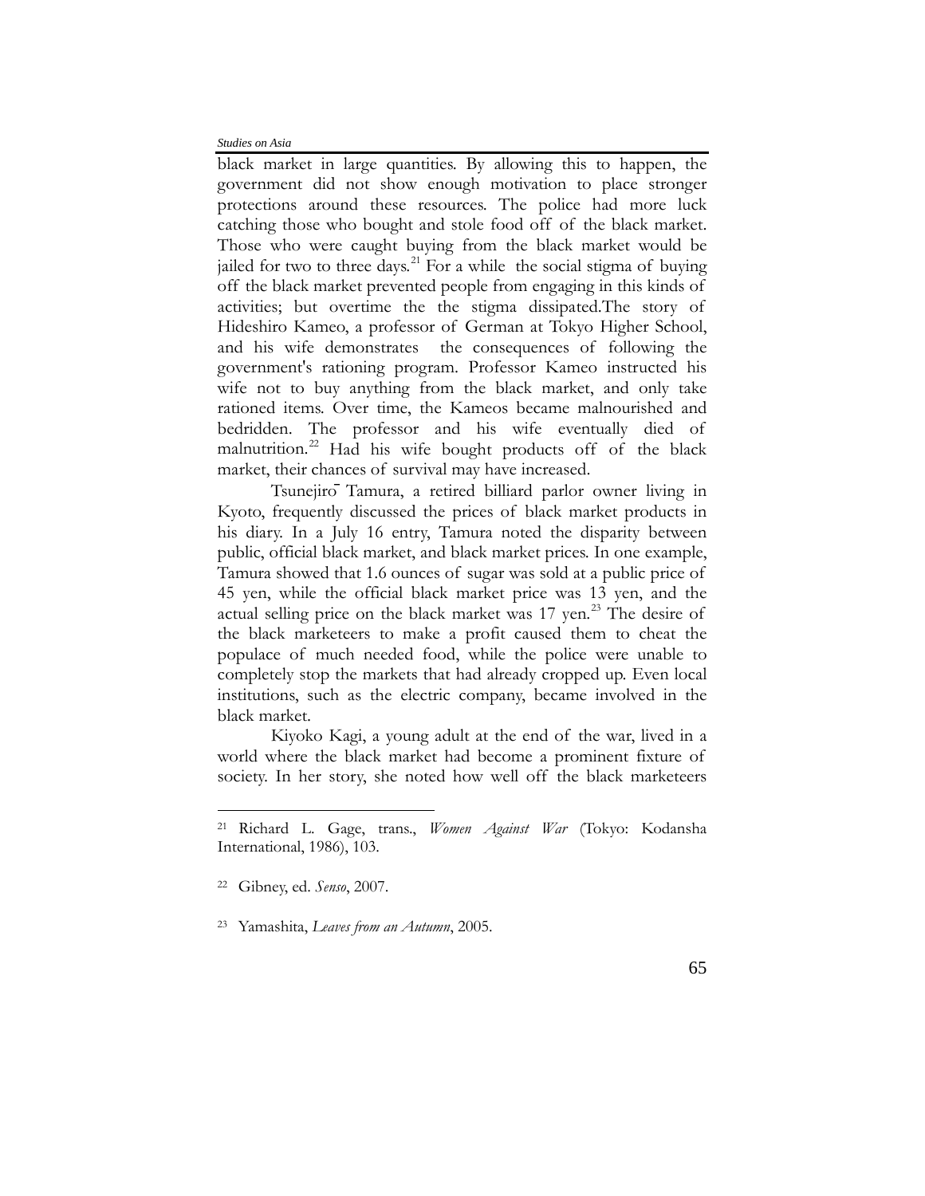black market in large quantities. By allowing this to happen, the government did not show enough motivation to place stronger protections around these resources. The police had more luck catching those who bought and stole food off of the black market. Those who were caught buying from the black market would be jailed for two to three days.[21] For a while the social stigma of buying off the black market prevented people from engaging in this kinds of activities; but overtime the the stigma dissipated.The story of Hideshiro Kameo, a professor of German at Tokyo Higher School, and his wife demonstrates the consequences of following the government's rationing program. Professor Kameo instructed his wife not to buy anything from the black market, and only take rationed items. Over time, the Kameos became malnourished and bedridden. The professor and his wife eventually died of malnutrition.[22] Had his wife bought products off of the black market, their chances of survival may have increased.

Tsunejirō Tamura, a retired billiard parlor owner living in Kyoto, frequently discussed the prices of black market products in his diary. In a July 16 entry, Tamura noted the disparity between public, official black market, and black market prices. In one example, Tamura showed that 1.6 ounces of sugar was sold at a public price of 45 yen, while the official black market price was 13 yen, and the actual selling price on the black market was 17 yen.[23] The desire of the black marketeers to make a profit caused them to cheat the populace of much needed food, while the police were unable to completely stop the markets that had already cropped up. Even local institutions, such as the electric company, became involved in the black market.

Kiyoko Kagi, a young adult at the end of the war, lived in a world where the black market had become a prominent fixture of society. In her story, she noted how well off the black marketeers

---

[21] Richard L. Gage, trans., *Women Against War* (Tokyo: Kodansha International, 1986), 103.

[22] Gibney, ed. *Senso*, 2007.

[23] Yamashita, *Leaves from an Autumn*, 2005.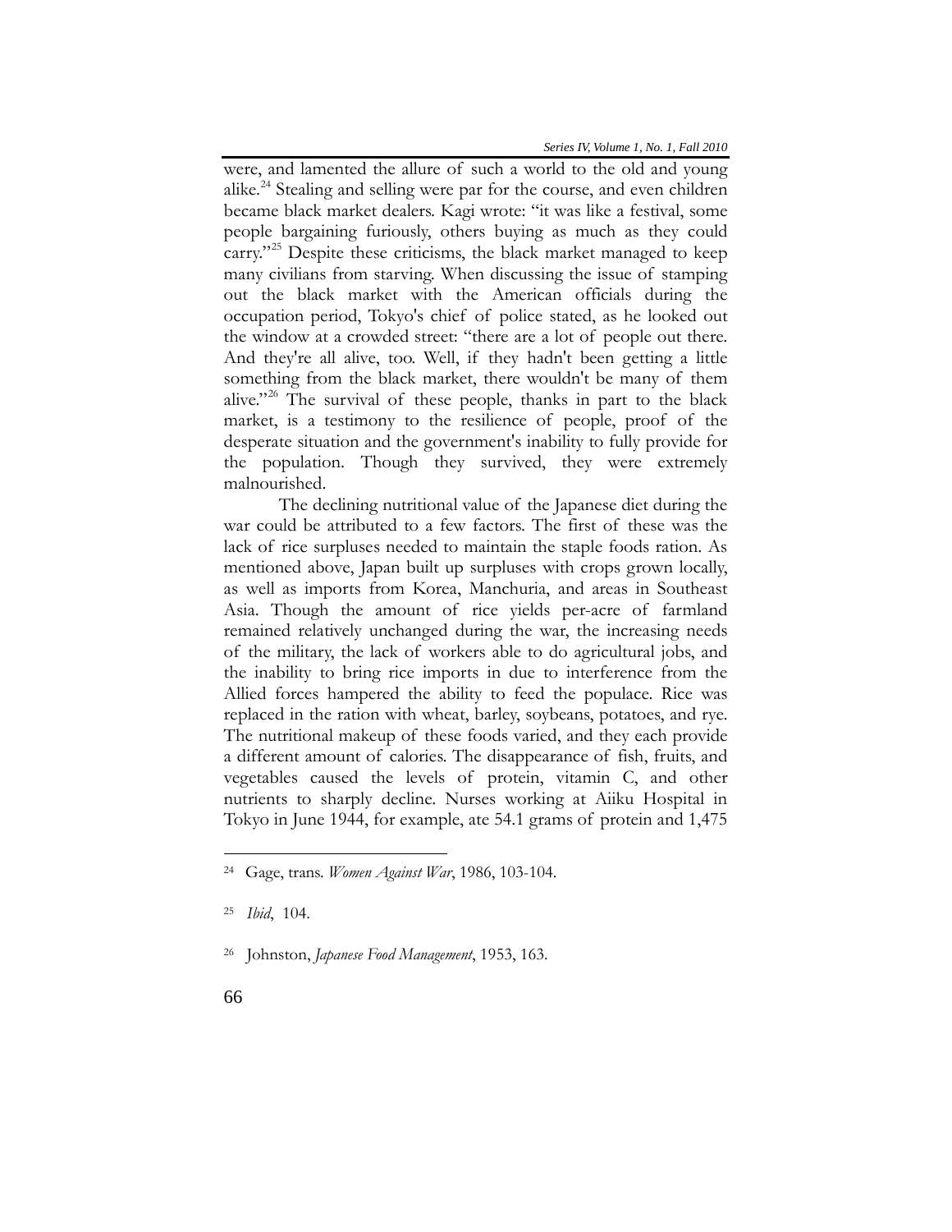were, and lamented the allure of such a world to the old and young alike.[24] Stealing and selling were par for the course, and even children became black market dealers. Kagi wrote: "it was like a festival, some people bargaining furiously, others buying as much as they could carry."[25] Despite these criticisms, the black market managed to keep many civilians from starving. When discussing the issue of stamping out the black market with the American officials during the occupation period, Tokyo's chief of police stated, as he looked out the window at a crowded street: "there are a lot of people out there. And they're all alive, too. Well, if they hadn't been getting a little something from the black market, there wouldn't be many of them alive."[26] The survival of these people, thanks in part to the black market, is a testimony to the resilience of people, proof of the desperate situation and the government's inability to fully provide for the population. Though they survived, they were extremely malnourished.

The declining nutritional value of the Japanese diet during the war could be attributed to a few factors. The first of these was the lack of rice surpluses needed to maintain the staple foods ration. As mentioned above, Japan built up surpluses with crops grown locally, as well as imports from Korea, Manchuria, and areas in Southeast Asia. Though the amount of rice yields per-acre of farmland remained relatively unchanged during the war, the increasing needs of the military, the lack of workers able to do agricultural jobs, and the inability to bring rice imports in due to interference from the Allied forces hampered the ability to feed the populace. Rice was replaced in the ration with wheat, barley, soybeans, potatoes, and rye. The nutritional makeup of these foods varied, and they each provide a different amount of calories. The disappearance of fish, fruits, and vegetables caused the levels of protein, vitamin C, and other nutrients to sharply decline. Nurses working at Aiiku Hospital in Tokyo in June 1944, for example, ate 54.1 grams of protein and 1,475

---

[24] Gage, trans. *Women Against War*, 1986, 103-104.

[25] *Ibid*, 104.

[26] Johnston, *Japanese Food Management*, 1953, 163.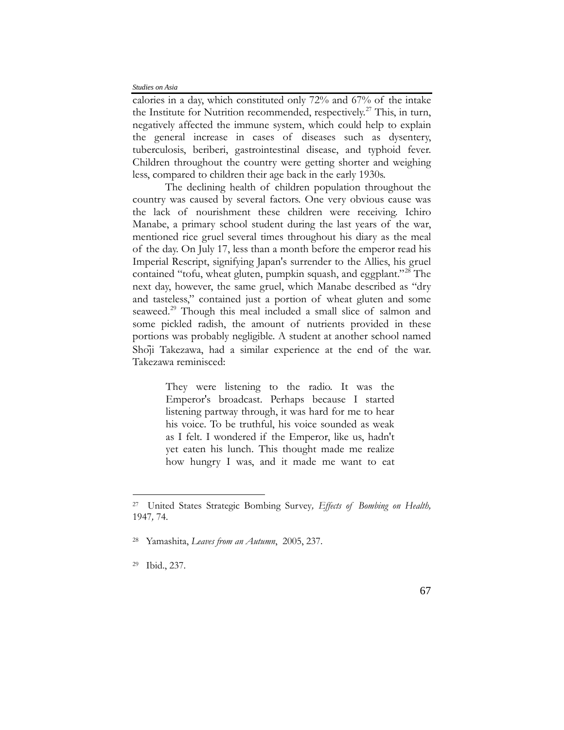calories in a day, which constituted only 72% and 67% of the intake the Institute for Nutrition recommended, respectively.[27] This, in turn, negatively affected the immune system, which could help to explain the general increase in cases of diseases such as dysentery, tuberculosis, beriberi, gastrointestinal disease, and typhoid fever. Children throughout the country were getting shorter and weighing less, compared to children their age back in the early 1930s.

The declining health of children population throughout the country was caused by several factors. One very obvious cause was the lack of nourishment these children were receiving. Ichiro Manabe, a primary school student during the last years of the war, mentioned rice gruel several times throughout his diary as the meal of the day. On July 17, less than a month before the emperor read his Imperial Rescript, signifying Japan's surrender to the Allies, his gruel contained "tofu, wheat gluten, pumpkin squash, and eggplant."[28] The next day, however, the same gruel, which Manabe described as "dry and tasteless," contained just a portion of wheat gluten and some seaweed.[29] Though this meal included a small slice of salmon and some pickled radish, the amount of nutrients provided in these portions was probably negligible. A student at another school named Shōji Takezawa, had a similar experience at the end of the war. Takezawa reminisced:

> They were listening to the radio. It was the Emperor's broadcast. Perhaps because I started listening partway through, it was hard for me to hear his voice. To be truthful, his voice sounded as weak as I felt. I wondered if the Emperor, like us, hadn't yet eaten his lunch. This thought made me realize how hungry I was, and it made me want to eat

---

[27] United States Strategic Bombing Survey, *Effects of Bombing on Health,* 1947*,* 74.

[28] Yamashita, *Leaves from an Autumn*, 2005, 237.

[29] Ibid., 237.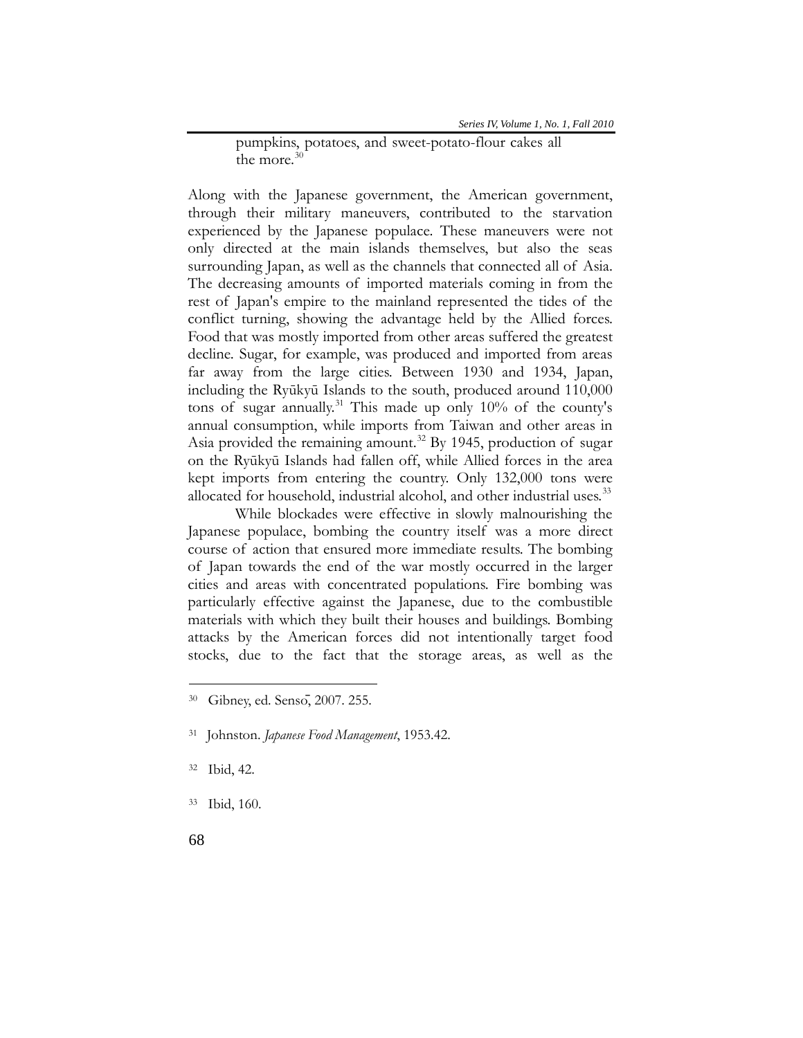pumpkins, potatoes, and sweet-potato-flour cakes all the more.[30]

Along with the Japanese government, the American government, through their military maneuvers, contributed to the starvation experienced by the Japanese populace. These maneuvers were not only directed at the main islands themselves, but also the seas surrounding Japan, as well as the channels that connected all of Asia. The decreasing amounts of imported materials coming in from the rest of Japan's empire to the mainland represented the tides of the conflict turning, showing the advantage held by the Allied forces. Food that was mostly imported from other areas suffered the greatest decline. Sugar, for example, was produced and imported from areas far away from the large cities. Between 1930 and 1934, Japan, including the Ryūkyū Islands to the south, produced around 110,000 tons of sugar annually.[31] This made up only 10% of the county's annual consumption, while imports from Taiwan and other areas in Asia provided the remaining amount.[32] By 1945, production of sugar on the Ryūkyū Islands had fallen off, while Allied forces in the area kept imports from entering the country. Only 132,000 tons were allocated for household, industrial alcohol, and other industrial uses.[33]

While blockades were effective in slowly malnourishing the Japanese populace, bombing the country itself was a more direct course of action that ensured more immediate results. The bombing of Japan towards the end of the war mostly occurred in the larger cities and areas with concentrated populations. Fire bombing was particularly effective against the Japanese, due to the combustible materials with which they built their houses and buildings. Bombing attacks by the American forces did not intentionally target food stocks, due to the fact that the storage areas, as well as the

---

30 Gibney, ed. Sensō, 2007. 255.

31 Johnston. *Japanese Food Management*, 1953.42.

32 Ibid, 42.

33 Ibid, 160.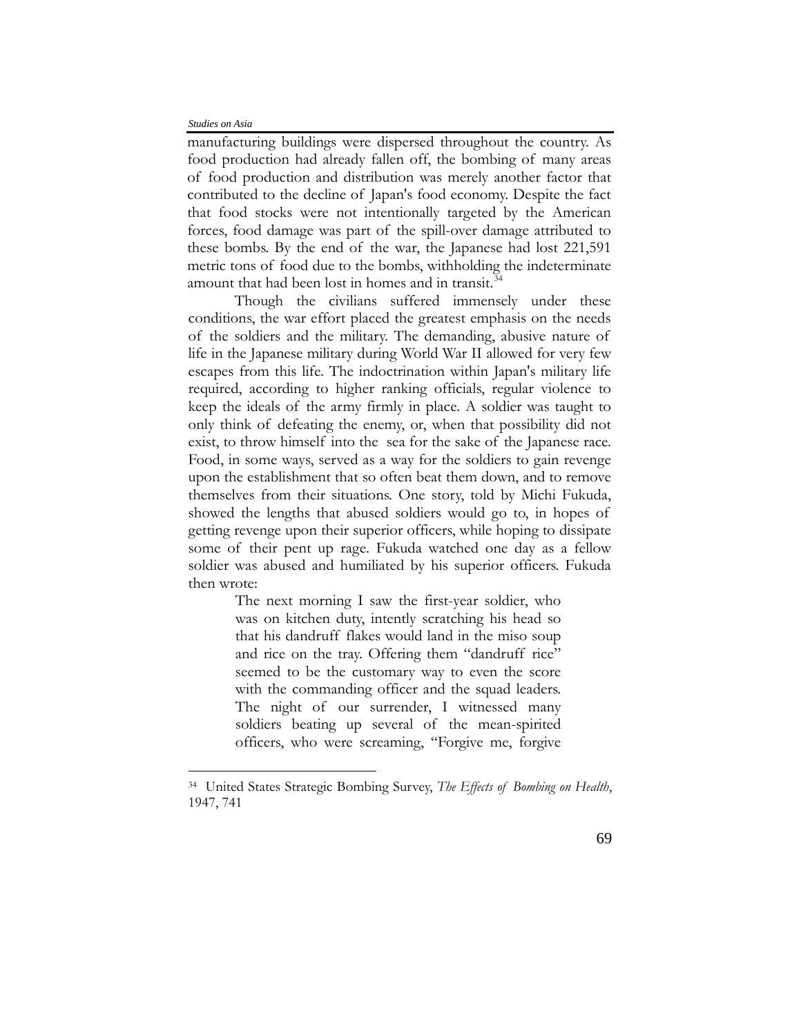manufacturing buildings were dispersed throughout the country. As food production had already fallen off, the bombing of many areas of food production and distribution was merely another factor that contributed to the decline of Japan's food economy. Despite the fact that food stocks were not intentionally targeted by the American forces, food damage was part of the spill-over damage attributed to these bombs. By the end of the war, the Japanese had lost 221,591 metric tons of food due to the bombs, withholding the indeterminate amount that had been lost in homes and in transit.[34]

Though the civilians suffered immensely under these conditions, the war effort placed the greatest emphasis on the needs of the soldiers and the military. The demanding, abusive nature of life in the Japanese military during World War II allowed for very few escapes from this life. The indoctrination within Japan's military life required, according to higher ranking officials, regular violence to keep the ideals of the army firmly in place. A soldier was taught to only think of defeating the enemy, or, when that possibility did not exist, to throw himself into the sea for the sake of the Japanese race. Food, in some ways, served as a way for the soldiers to gain revenge upon the establishment that so often beat them down, and to remove themselves from their situations. One story, told by Michi Fukuda, showed the lengths that abused soldiers would go to, in hopes of getting revenge upon their superior officers, while hoping to dissipate some of their pent up rage. Fukuda watched one day as a fellow soldier was abused and humiliated by his superior officers. Fukuda then wrote:

> The next morning I saw the first-year soldier, who was on kitchen duty, intently scratching his head so that his dandruff flakes would land in the miso soup and rice on the tray. Offering them "dandruff rice" seemed to be the customary way to even the score with the commanding officer and the squad leaders. The night of our surrender, I witnessed many soldiers beating up several of the mean-spirited officers, who were screaming, "Forgive me, forgive

---

[34] United States Strategic Bombing Survey, *The Effects of Bombing on Health*, 1947, 741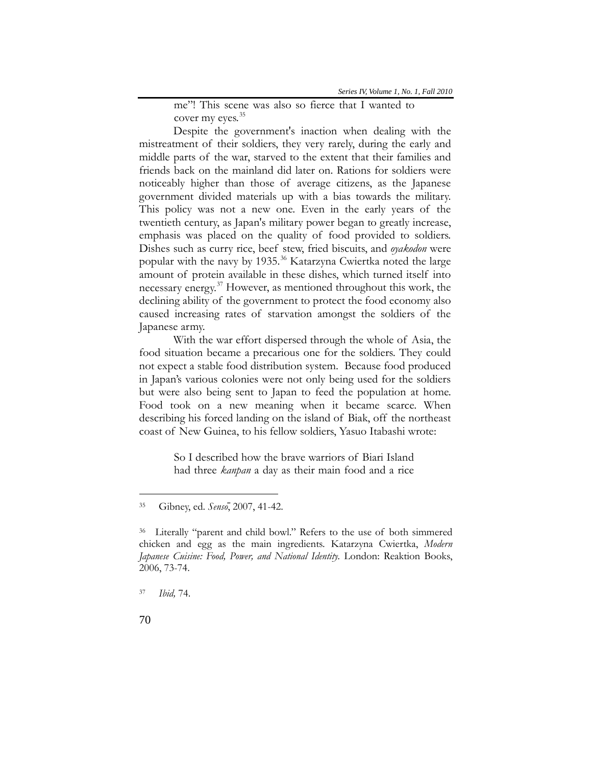> me"! This scene was also so fierce that I wanted to cover my eyes.[35]

Despite the government's inaction when dealing with the mistreatment of their soldiers, they very rarely, during the early and middle parts of the war, starved to the extent that their families and friends back on the mainland did later on. Rations for soldiers were noticeably higher than those of average citizens, as the Japanese government divided materials up with a bias towards the military. This policy was not a new one. Even in the early years of the twentieth century, as Japan's military power began to greatly increase, emphasis was placed on the quality of food provided to soldiers. Dishes such as curry rice, beef stew, fried biscuits, and *oyakodon* were popular with the navy by 1935.[36] Katarzyna Cwiertka noted the large amount of protein available in these dishes, which turned itself into necessary energy.[37] However, as mentioned throughout this work, the declining ability of the government to protect the food economy also caused increasing rates of starvation amongst the soldiers of the Japanese army.

With the war effort dispersed through the whole of Asia, the food situation became a precarious one for the soldiers. They could not expect a stable food distribution system. Because food produced in Japan's various colonies were not only being used for the soldiers but were also being sent to Japan to feed the population at home. Food took on a new meaning when it became scarce. When describing his forced landing on the island of Biak, off the northeast coast of New Guinea, to his fellow soldiers, Yasuo Itabashi wrote:

> So I described how the brave warriors of Biari Island had three *kanpan* a day as their main food and a rice

---

[35] Gibney, ed. *Sensō*, 2007, 41-42.

[36] Literally "parent and child bowl." Refers to the use of both simmered chicken and egg as the main ingredients. Katarzyna Cwiertka, *Modern Japanese Cuisine: Food, Power, and National Identity.* London: Reaktion Books, 2006, 73-74.

[37] *Ibid,* 74.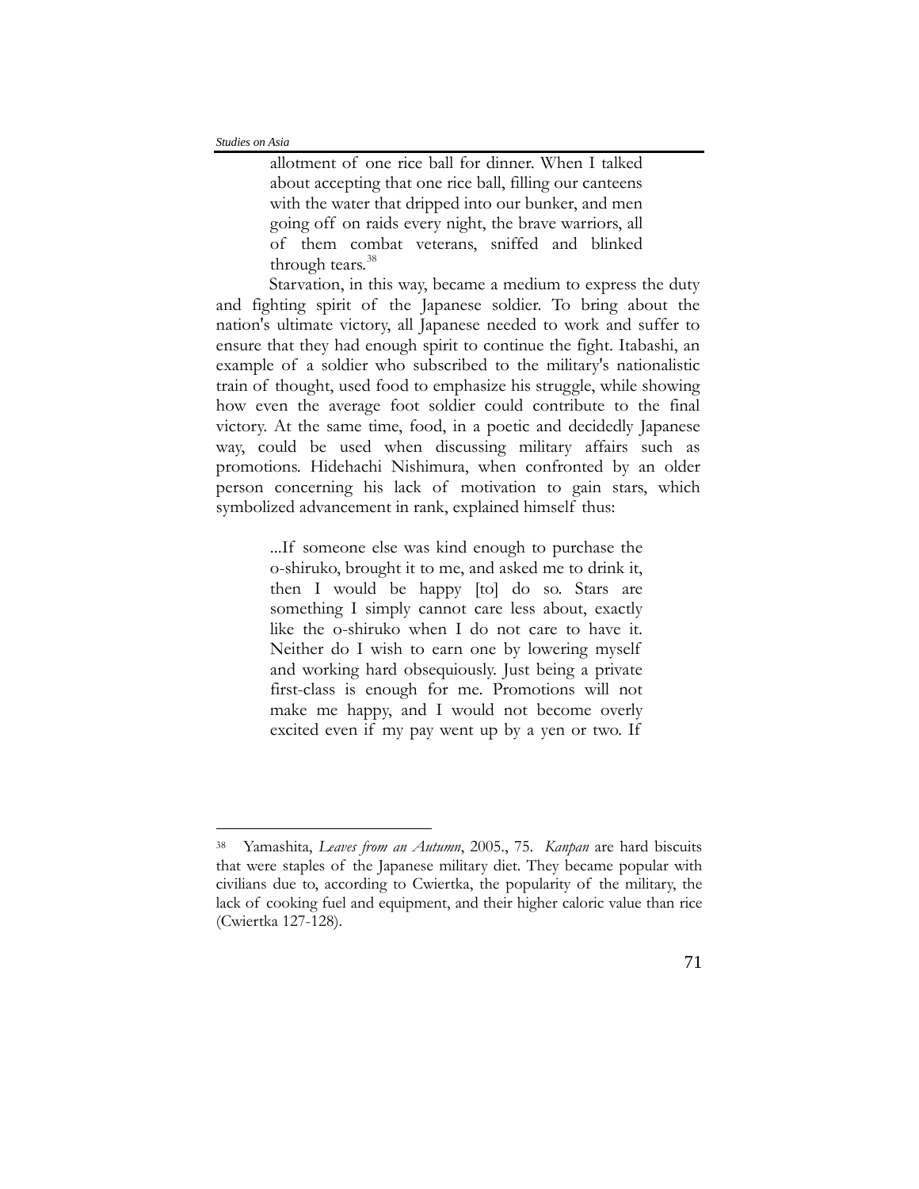> allotment of one rice ball for dinner. When I talked about accepting that one rice ball, filling our canteens with the water that dripped into our bunker, and men going off on raids every night, the brave warriors, all of them combat veterans, sniffed and blinked through tears.[38]

Starvation, in this way, became a medium to express the duty and fighting spirit of the Japanese soldier. To bring about the nation's ultimate victory, all Japanese needed to work and suffer to ensure that they had enough spirit to continue the fight. Itabashi, an example of a soldier who subscribed to the military's nationalistic train of thought, used food to emphasize his struggle, while showing how even the average foot soldier could contribute to the final victory. At the same time, food, in a poetic and decidedly Japanese way, could be used when discussing military affairs such as promotions. Hidehachi Nishimura, when confronted by an older person concerning his lack of motivation to gain stars, which symbolized advancement in rank, explained himself thus:

> ...If someone else was kind enough to purchase the o-shiruko, brought it to me, and asked me to drink it, then I would be happy [to] do so. Stars are something I simply cannot care less about, exactly like the o-shiruko when I do not care to have it. Neither do I wish to earn one by lowering myself and working hard obsequiously. Just being a private first-class is enough for me. Promotions will not make me happy, and I would not become overly excited even if my pay went up by a yen or two. If

---

38 Yamashita, *Leaves from an Autumn*, 2005., 75. *Kanpan* are hard biscuits that were staples of the Japanese military diet. They became popular with civilians due to, according to Cwiertka, the popularity of the military, the lack of cooking fuel and equipment, and their higher caloric value than rice (Cwiertka 127-128).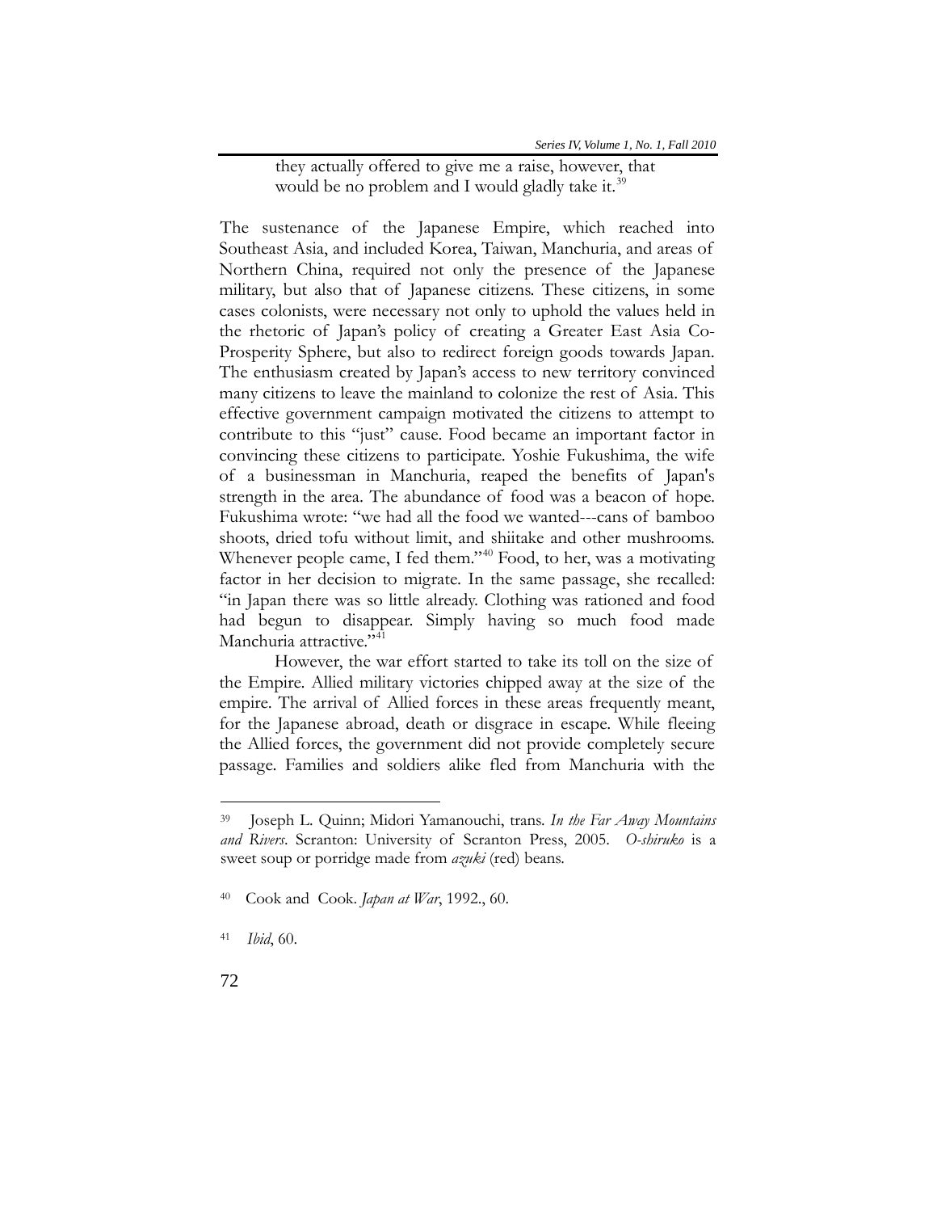they actually offered to give me a raise, however, that would be no problem and I would gladly take it.[39]

The sustenance of the Japanese Empire, which reached into Southeast Asia, and included Korea, Taiwan, Manchuria, and areas of Northern China, required not only the presence of the Japanese military, but also that of Japanese citizens. These citizens, in some cases colonists, were necessary not only to uphold the values held in the rhetoric of Japan's policy of creating a Greater East Asia Co-Prosperity Sphere, but also to redirect foreign goods towards Japan. The enthusiasm created by Japan's access to new territory convinced many citizens to leave the mainland to colonize the rest of Asia. This effective government campaign motivated the citizens to attempt to contribute to this "just" cause. Food became an important factor in convincing these citizens to participate. Yoshie Fukushima, the wife of a businessman in Manchuria, reaped the benefits of Japan's strength in the area. The abundance of food was a beacon of hope. Fukushima wrote: "we had all the food we wanted---cans of bamboo shoots, dried tofu without limit, and shiitake and other mushrooms. Whenever people came, I fed them."[40] Food, to her, was a motivating factor in her decision to migrate. In the same passage, she recalled: "in Japan there was so little already. Clothing was rationed and food had begun to disappear. Simply having so much food made Manchuria attractive."[41]

However, the war effort started to take its toll on the size of the Empire. Allied military victories chipped away at the size of the empire. The arrival of Allied forces in these areas frequently meant, for the Japanese abroad, death or disgrace in escape. While fleeing the Allied forces, the government did not provide completely secure passage. Families and soldiers alike fled from Manchuria with the

---

39 Joseph L. Quinn; Midori Yamanouchi, trans. *In the Far Away Mountains and Rivers*. Scranton: University of Scranton Press, 2005. *O-shiruko* is a sweet soup or porridge made from *azuki* (red) beans.

40 Cook and Cook. *Japan at War*, 1992., 60.

41 *Ibid*, 60.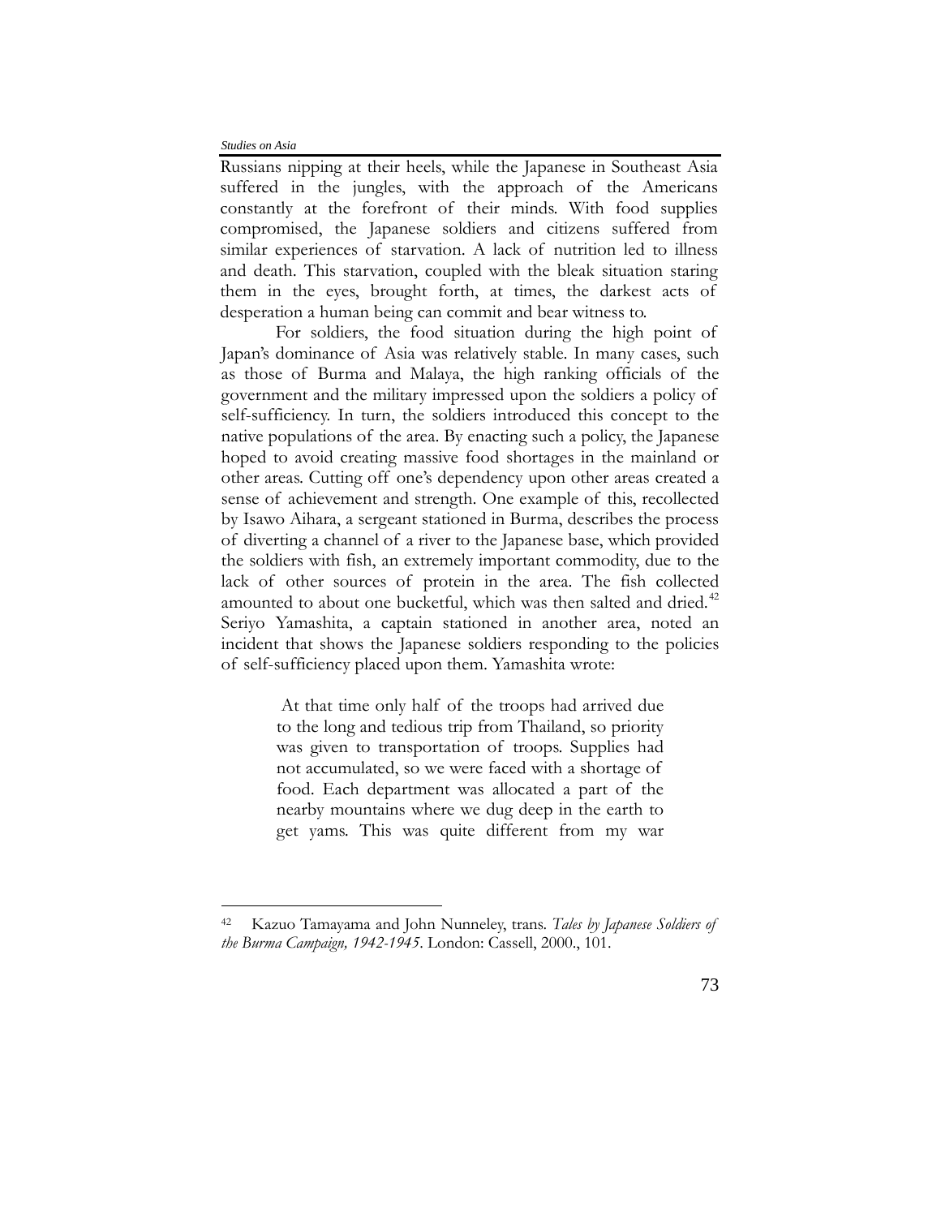Russians nipping at their heels, while the Japanese in Southeast Asia suffered in the jungles, with the approach of the Americans constantly at the forefront of their minds. With food supplies compromised, the Japanese soldiers and citizens suffered from similar experiences of starvation. A lack of nutrition led to illness and death. This starvation, coupled with the bleak situation staring them in the eyes, brought forth, at times, the darkest acts of desperation a human being can commit and bear witness to.

For soldiers, the food situation during the high point of Japan's dominance of Asia was relatively stable. In many cases, such as those of Burma and Malaya, the high ranking officials of the government and the military impressed upon the soldiers a policy of self-sufficiency. In turn, the soldiers introduced this concept to the native populations of the area. By enacting such a policy, the Japanese hoped to avoid creating massive food shortages in the mainland or other areas. Cutting off one's dependency upon other areas created a sense of achievement and strength. One example of this, recollected by Isawo Aihara, a sergeant stationed in Burma, describes the process of diverting a channel of a river to the Japanese base, which provided the soldiers with fish, an extremely important commodity, due to the lack of other sources of protein in the area. The fish collected amounted to about one bucketful, which was then salted and dried.[42] Seriyo Yamashita, a captain stationed in another area, noted an incident that shows the Japanese soldiers responding to the policies of self-sufficiency placed upon them. Yamashita wrote:

> At that time only half of the troops had arrived due to the long and tedious trip from Thailand, so priority was given to transportation of troops. Supplies had not accumulated, so we were faced with a shortage of food. Each department was allocated a part of the nearby mountains where we dug deep in the earth to get yams. This was quite different from my war

---

[42] Kazuo Tamayama and John Nunneley, trans. *Tales by Japanese Soldiers of the Burma Campaign, 1942-1945*. London: Cassell, 2000., 101.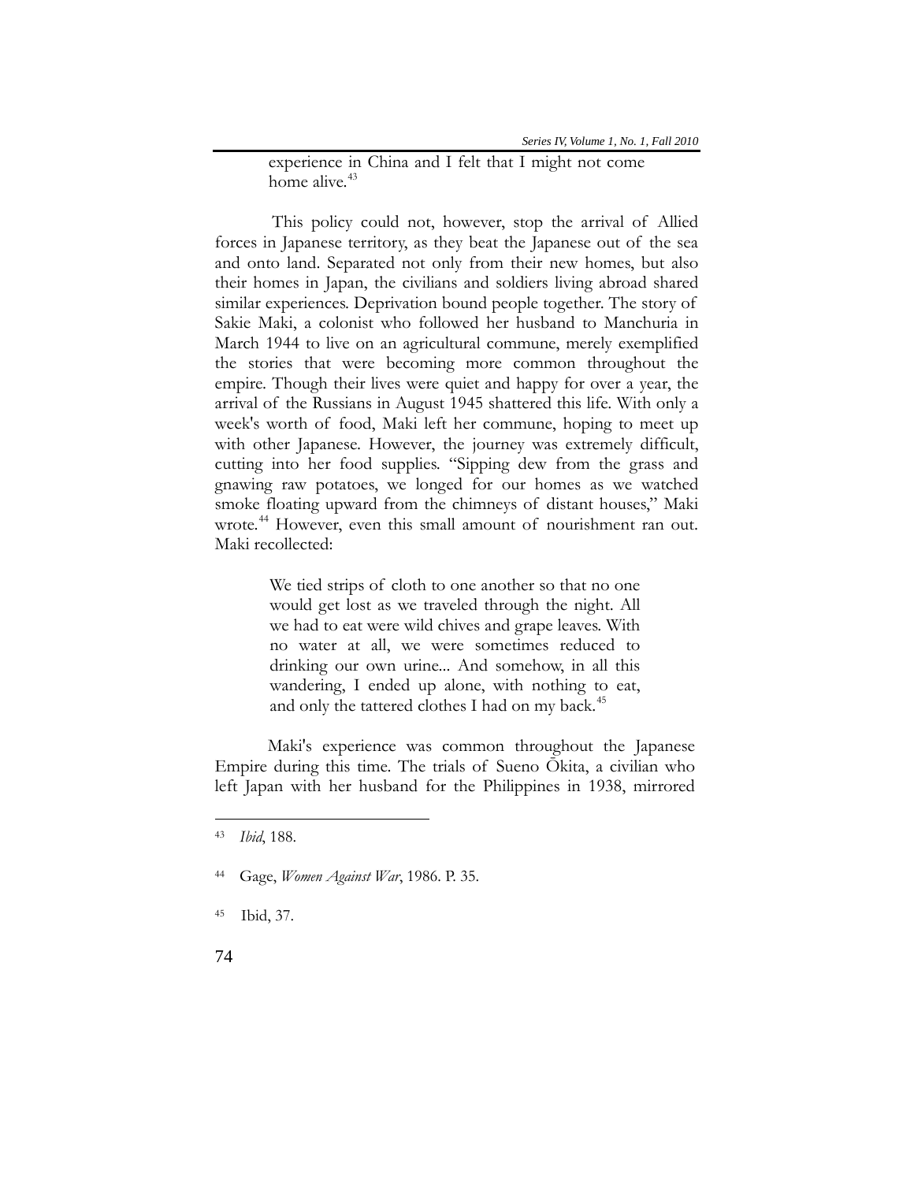> experience in China and I felt that I might not come home alive.[43]

This policy could not, however, stop the arrival of Allied forces in Japanese territory, as they beat the Japanese out of the sea and onto land. Separated not only from their new homes, but also their homes in Japan, the civilians and soldiers living abroad shared similar experiences. Deprivation bound people together. The story of Sakie Maki, a colonist who followed her husband to Manchuria in March 1944 to live on an agricultural commune, merely exemplified the stories that were becoming more common throughout the empire. Though their lives were quiet and happy for over a year, the arrival of the Russians in August 1945 shattered this life. With only a week's worth of food, Maki left her commune, hoping to meet up with other Japanese. However, the journey was extremely difficult, cutting into her food supplies. "Sipping dew from the grass and gnawing raw potatoes, we longed for our homes as we watched smoke floating upward from the chimneys of distant houses," Maki wrote.[44] However, even this small amount of nourishment ran out. Maki recollected:

> We tied strips of cloth to one another so that no one would get lost as we traveled through the night. All we had to eat were wild chives and grape leaves. With no water at all, we were sometimes reduced to drinking our own urine... And somehow, in all this wandering, I ended up alone, with nothing to eat, and only the tattered clothes I had on my back.[45]

Maki's experience was common throughout the Japanese Empire during this time. The trials of Sueno Ōkita, a civilian who left Japan with her husband for the Philippines in 1938, mirrored

---

[43] *Ibid*, 188.

[44] Gage, *Women Against War*, 1986. P. 35.

[45] Ibid, 37.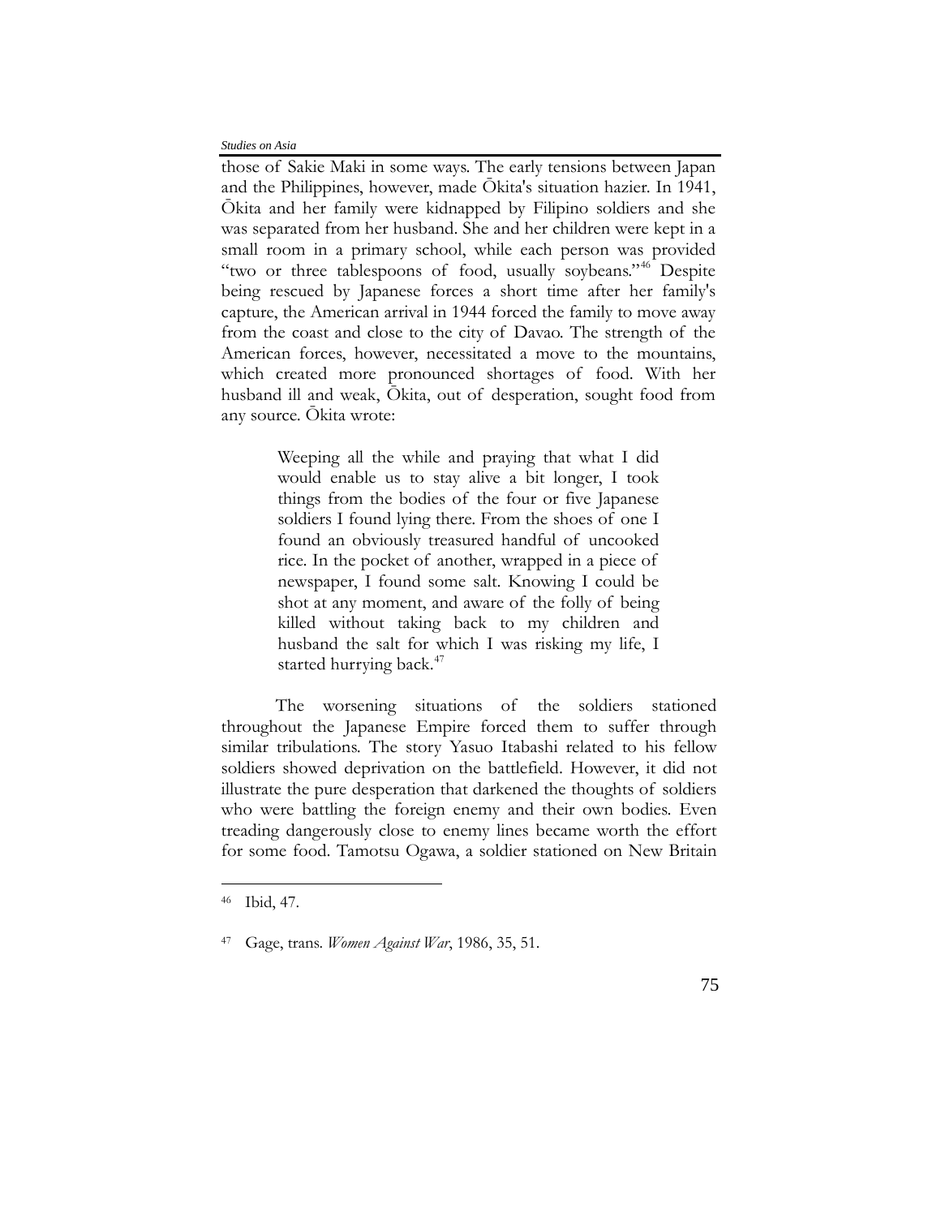those of Sakie Maki in some ways. The early tensions between Japan and the Philippines, however, made Ōkita's situation hazier. In 1941, Ōkita and her family were kidnapped by Filipino soldiers and she was separated from her husband. She and her children were kept in a small room in a primary school, while each person was provided "two or three tablespoons of food, usually soybeans."[46] Despite being rescued by Japanese forces a short time after her family's capture, the American arrival in 1944 forced the family to move away from the coast and close to the city of Davao. The strength of the American forces, however, necessitated a move to the mountains, which created more pronounced shortages of food. With her husband ill and weak, Ōkita, out of desperation, sought food from any source. Ōkita wrote:

> Weeping all the while and praying that what I did would enable us to stay alive a bit longer, I took things from the bodies of the four or five Japanese soldiers I found lying there. From the shoes of one I found an obviously treasured handful of uncooked rice. In the pocket of another, wrapped in a piece of newspaper, I found some salt. Knowing I could be shot at any moment, and aware of the folly of being killed without taking back to my children and husband the salt for which I was risking my life, I started hurrying back.[47]

The worsening situations of the soldiers stationed throughout the Japanese Empire forced them to suffer through similar tribulations. The story Yasuo Itabashi related to his fellow soldiers showed deprivation on the battlefield. However, it did not illustrate the pure desperation that darkened the thoughts of soldiers who were battling the foreign enemy and their own bodies. Even treading dangerously close to enemy lines became worth the effort for some food. Tamotsu Ogawa, a soldier stationed on New Britain

---

[46] Ibid, 47.

[47] Gage, trans. *Women Against War*, 1986, 35, 51.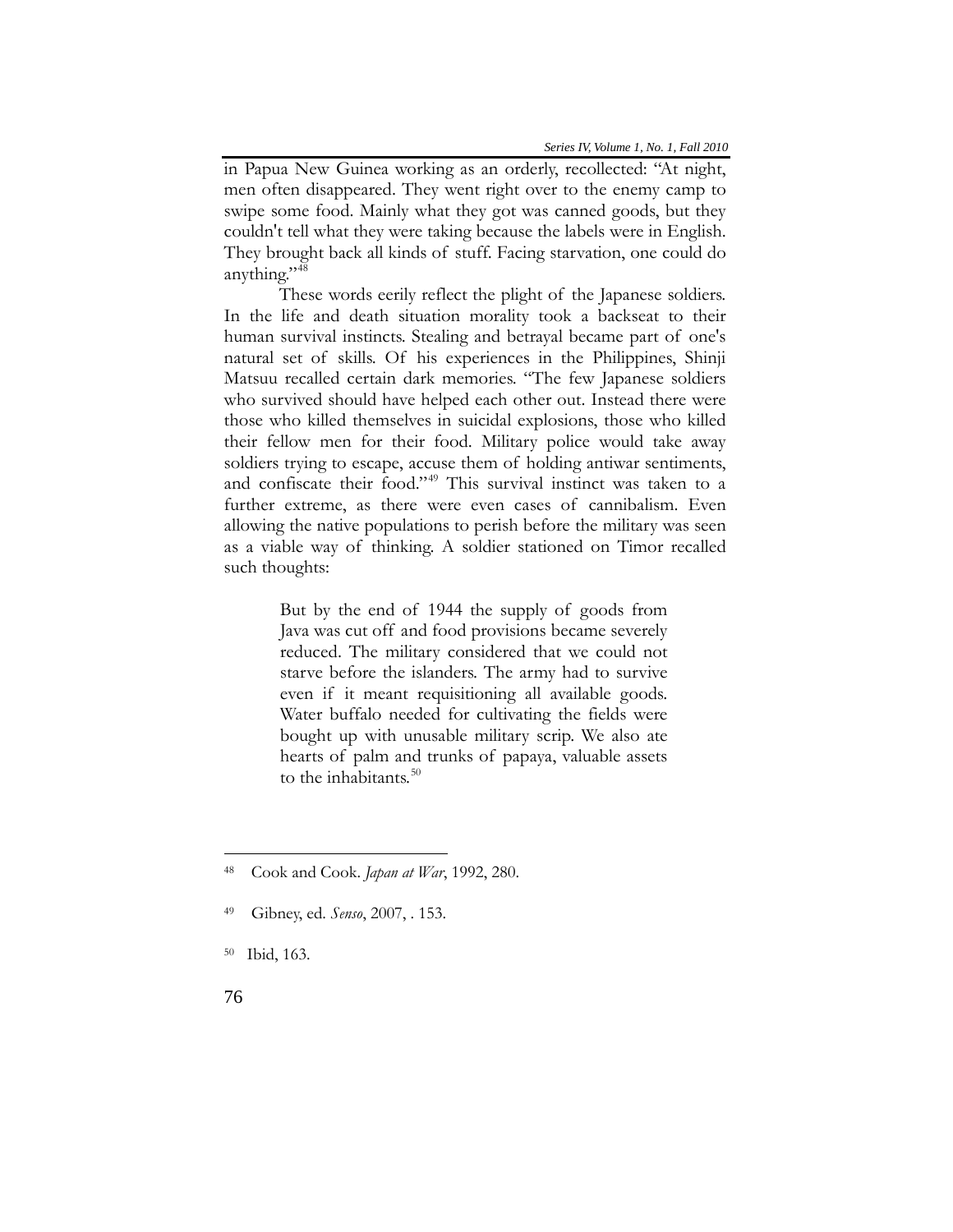in Papua New Guinea working as an orderly, recollected: "At night, men often disappeared. They went right over to the enemy camp to swipe some food. Mainly what they got was canned goods, but they couldn't tell what they were taking because the labels were in English. They brought back all kinds of stuff. Facing starvation, one could do anything."[48]

These words eerily reflect the plight of the Japanese soldiers. In the life and death situation morality took a backseat to their human survival instincts. Stealing and betrayal became part of one's natural set of skills. Of his experiences in the Philippines, Shinji Matsuu recalled certain dark memories. "The few Japanese soldiers who survived should have helped each other out. Instead there were those who killed themselves in suicidal explosions, those who killed their fellow men for their food. Military police would take away soldiers trying to escape, accuse them of holding antiwar sentiments, and confiscate their food."[49] This survival instinct was taken to a further extreme, as there were even cases of cannibalism. Even allowing the native populations to perish before the military was seen as a viable way of thinking. A soldier stationed on Timor recalled such thoughts:

> But by the end of 1944 the supply of goods from Java was cut off and food provisions became severely reduced. The military considered that we could not starve before the islanders. The army had to survive even if it meant requisitioning all available goods. Water buffalo needed for cultivating the fields were bought up with unusable military scrip. We also ate hearts of palm and trunks of papaya, valuable assets to the inhabitants.[50]

---

[48] Cook and Cook. *Japan at War*, 1992, 280.

[49] Gibney, ed. *Senso*, 2007, . 153.

[50] Ibid, 163.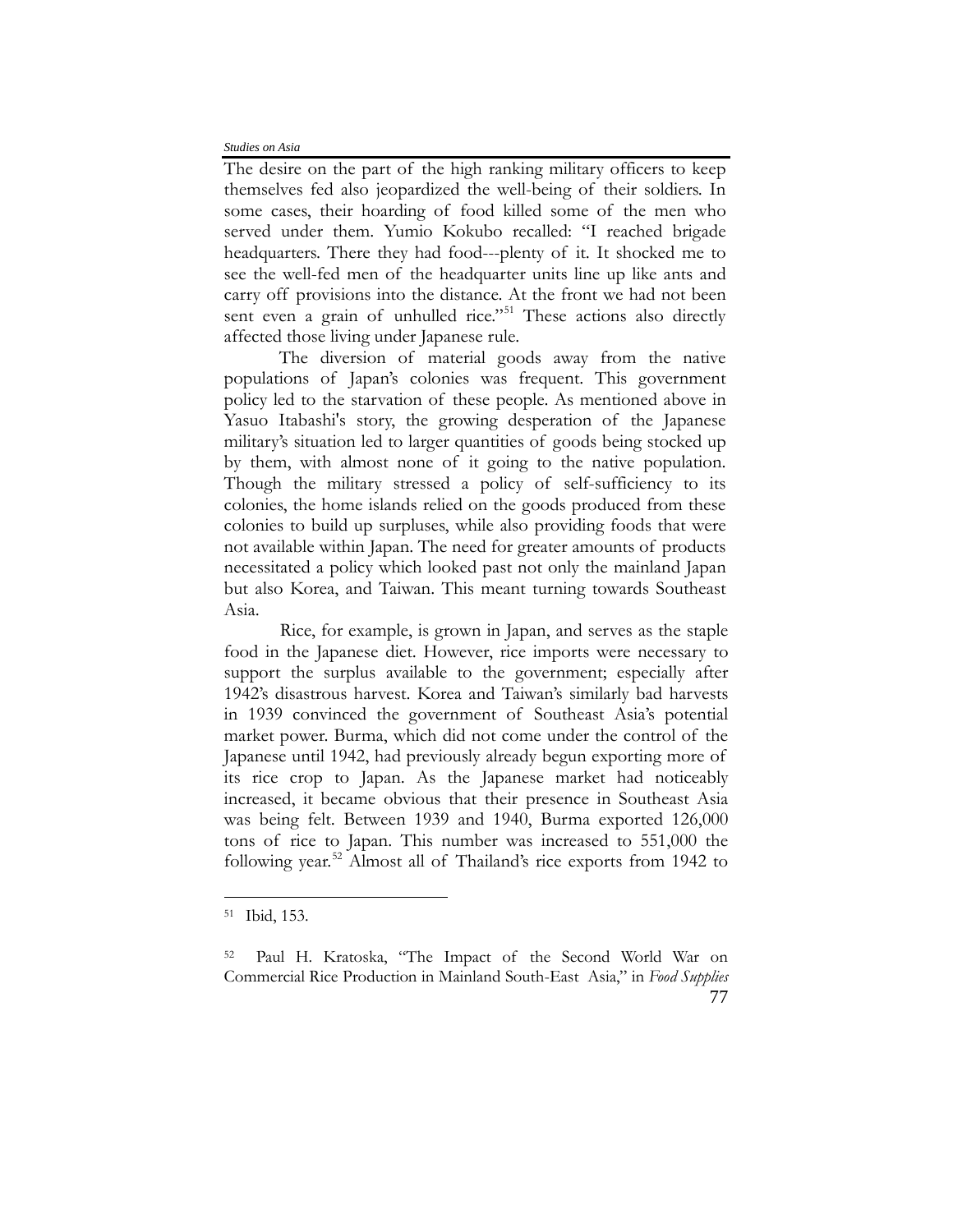The desire on the part of the high ranking military officers to keep themselves fed also jeopardized the well-being of their soldiers. In some cases, their hoarding of food killed some of the men who served under them. Yumio Kokubo recalled: "I reached brigade headquarters. There they had food---plenty of it. It shocked me to see the well-fed men of the headquarter units line up like ants and carry off provisions into the distance. At the front we had not been sent even a grain of unhulled rice."[51] These actions also directly affected those living under Japanese rule.

The diversion of material goods away from the native populations of Japan's colonies was frequent. This government policy led to the starvation of these people. As mentioned above in Yasuo Itabashi's story, the growing desperation of the Japanese military's situation led to larger quantities of goods being stocked up by them, with almost none of it going to the native population. Though the military stressed a policy of self-sufficiency to its colonies, the home islands relied on the goods produced from these colonies to build up surpluses, while also providing foods that were not available within Japan. The need for greater amounts of products necessitated a policy which looked past not only the mainland Japan but also Korea, and Taiwan. This meant turning towards Southeast Asia.

Rice, for example, is grown in Japan, and serves as the staple food in the Japanese diet. However, rice imports were necessary to support the surplus available to the government; especially after 1942's disastrous harvest. Korea and Taiwan's similarly bad harvests in 1939 convinced the government of Southeast Asia's potential market power. Burma, which did not come under the control of the Japanese until 1942, had previously already begun exporting more of its rice crop to Japan. As the Japanese market had noticeably increased, it became obvious that their presence in Southeast Asia was being felt. Between 1939 and 1940, Burma exported 126,000 tons of rice to Japan. This number was increased to 551,000 the following year.[52] Almost all of Thailand's rice exports from 1942 to

---

[51] Ibid, 153.

[52] Paul H. Kratoska, "The Impact of the Second World War on Commercial Rice Production in Mainland South-East Asia," in *Food Supplies*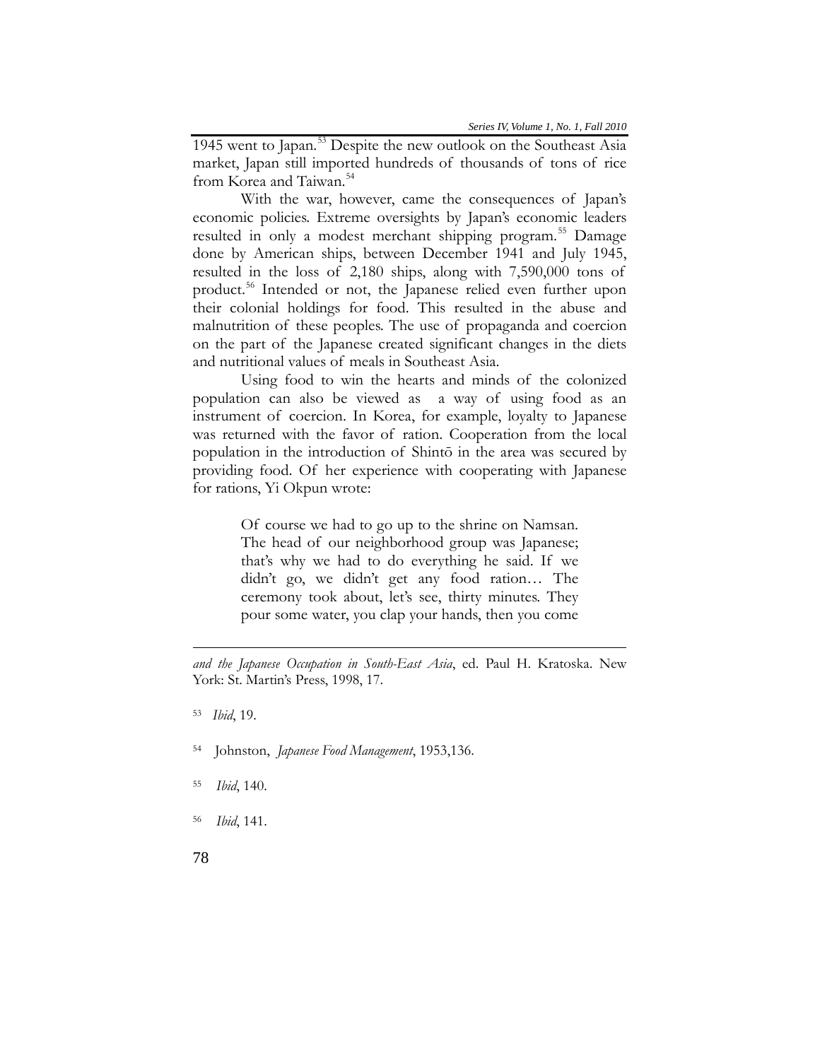1945 went to Japan.[53] Despite the new outlook on the Southeast Asia market, Japan still imported hundreds of thousands of tons of rice from Korea and Taiwan.[54]

With the war, however, came the consequences of Japan's economic policies. Extreme oversights by Japan's economic leaders resulted in only a modest merchant shipping program.[55] Damage done by American ships, between December 1941 and July 1945, resulted in the loss of 2,180 ships, along with 7,590,000 tons of product.[56] Intended or not, the Japanese relied even further upon their colonial holdings for food. This resulted in the abuse and malnutrition of these peoples. The use of propaganda and coercion on the part of the Japanese created significant changes in the diets and nutritional values of meals in Southeast Asia.

Using food to win the hearts and minds of the colonized population can also be viewed as a way of using food as an instrument of coercion. In Korea, for example, loyalty to Japanese was returned with the favor of ration. Cooperation from the local population in the introduction of Shintō in the area was secured by providing food. Of her experience with cooperating with Japanese for rations, Yi Okpun wrote:

> Of course we had to go up to the shrine on Namsan. The head of our neighborhood group was Japanese; that's why we had to do everything he said. If we didn't go, we didn't get any food ration… The ceremony took about, let's see, thirty minutes. They pour some water, you clap your hands, then you come

---

*and the Japanese Occupation in South-East Asia*, ed. Paul H. Kratoska. New York: St. Martin's Press, 1998, 17.

[53] *Ibid*, 19.

[54] Johnston, *Japanese Food Management*, 1953,136.

[55] *Ibid*, 140.

[56] *Ibid*, 141.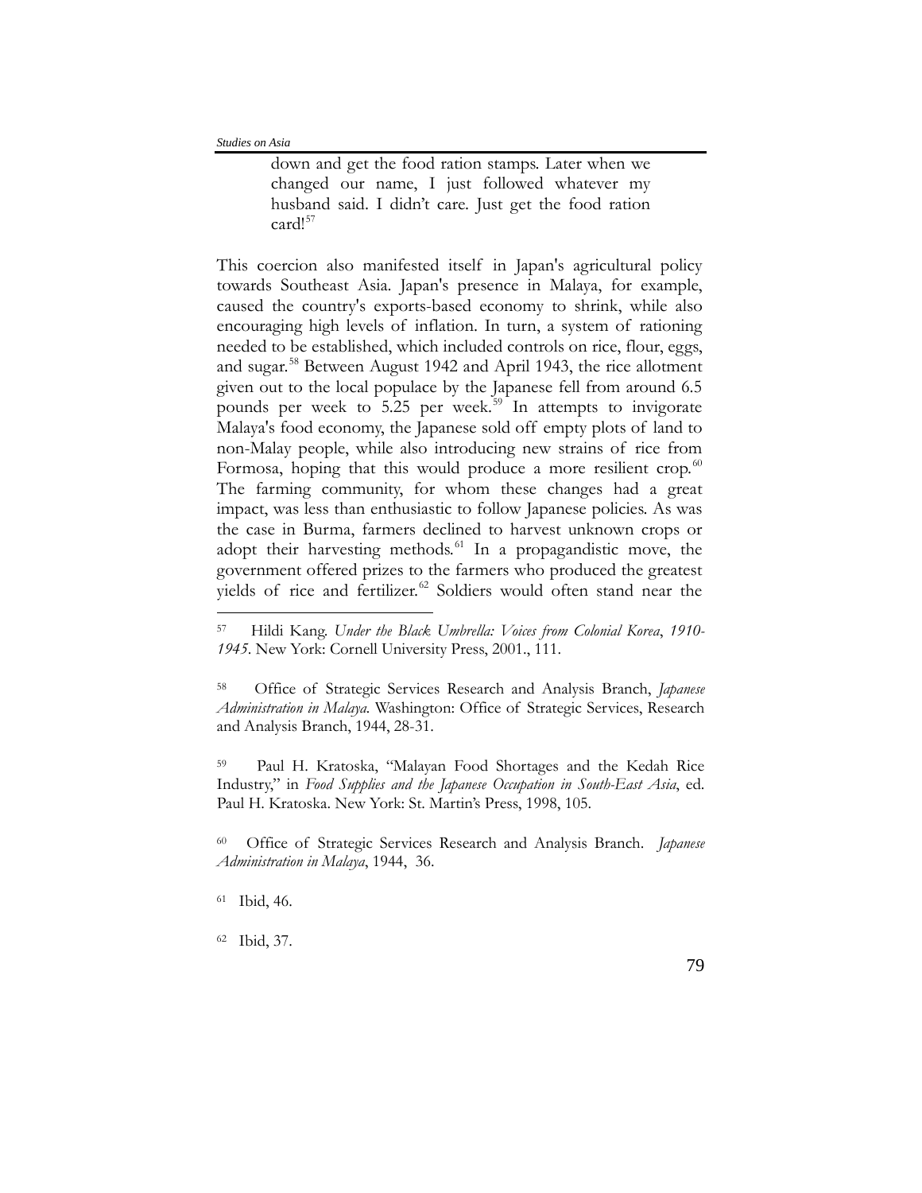> down and get the food ration stamps. Later when we changed our name, I just followed whatever my husband said. I didn't care. Just get the food ration card![57]

This coercion also manifested itself in Japan's agricultural policy towards Southeast Asia. Japan's presence in Malaya, for example, caused the country's exports-based economy to shrink, while also encouraging high levels of inflation. In turn, a system of rationing needed to be established, which included controls on rice, flour, eggs, and sugar.[58] Between August 1942 and April 1943, the rice allotment given out to the local populace by the Japanese fell from around 6.5 pounds per week to 5.25 per week.[59] In attempts to invigorate Malaya's food economy, the Japanese sold off empty plots of land to non-Malay people, while also introducing new strains of rice from Formosa, hoping that this would produce a more resilient crop.[60] The farming community, for whom these changes had a great impact, was less than enthusiastic to follow Japanese policies. As was the case in Burma, farmers declined to harvest unknown crops or adopt their harvesting methods.[61] In a propagandistic move, the government offered prizes to the farmers who produced the greatest yields of rice and fertilizer.[62] Soldiers would often stand near the

---

[57] Hildi Kang. *Under the Black Umbrella: Voices from Colonial Korea, 1910-1945*. New York: Cornell University Press, 2001., 111.

[58] Office of Strategic Services Research and Analysis Branch, *Japanese Administration in Malaya*. Washington: Office of Strategic Services, Research and Analysis Branch, 1944, 28-31.

[59] Paul H. Kratoska, "Malayan Food Shortages and the Kedah Rice Industry," in *Food Supplies and the Japanese Occupation in South-East Asia*, ed. Paul H. Kratoska. New York: St. Martin's Press, 1998, 105.

[60] Office of Strategic Services Research and Analysis Branch. *Japanese Administration in Malaya*, 1944, 36.

[61] Ibid, 46.

[62] Ibid, 37.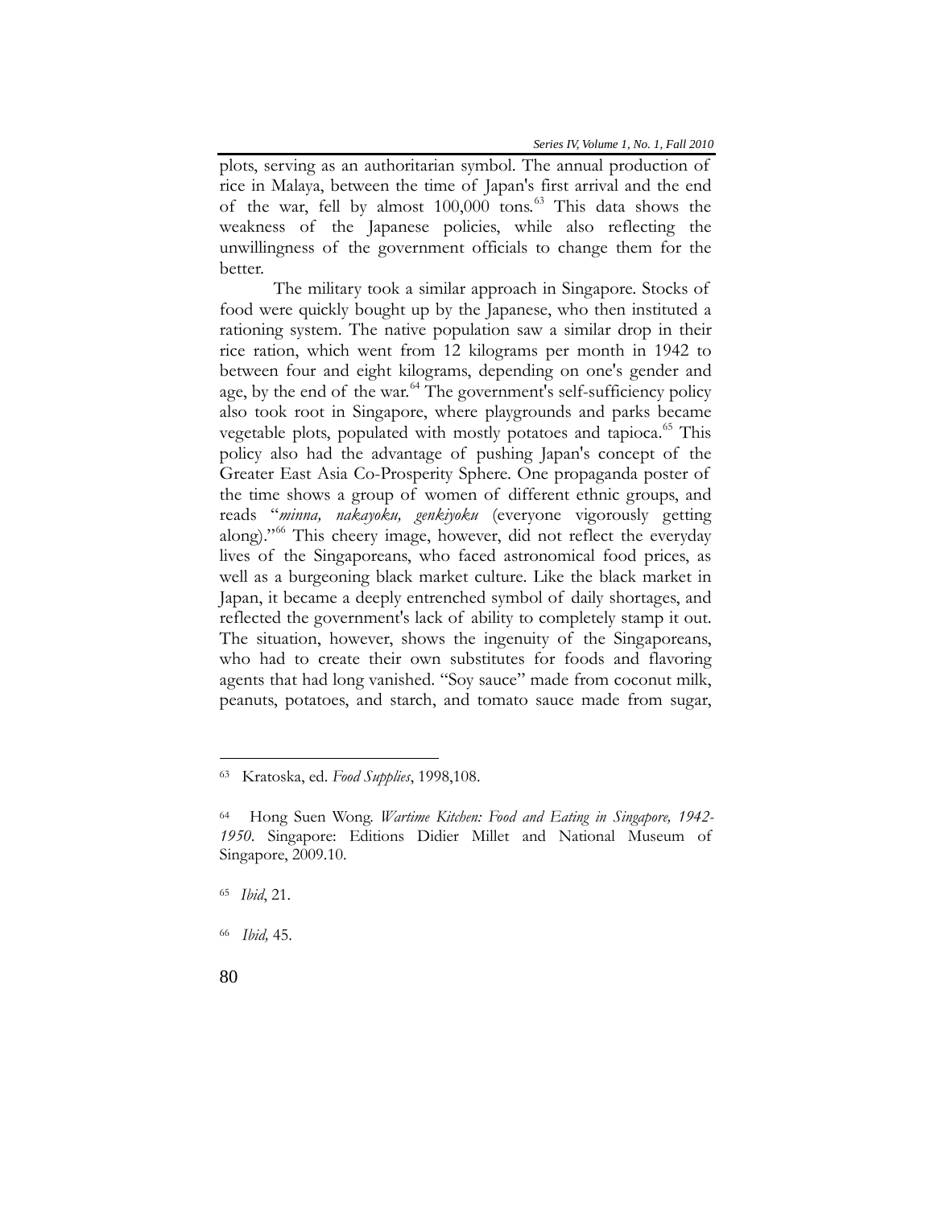plots, serving as an authoritarian symbol. The annual production of rice in Malaya, between the time of Japan's first arrival and the end of the war, fell by almost 100,000 tons.[63] This data shows the weakness of the Japanese policies, while also reflecting the unwillingness of the government officials to change them for the better.

The military took a similar approach in Singapore. Stocks of food were quickly bought up by the Japanese, who then instituted a rationing system. The native population saw a similar drop in their rice ration, which went from 12 kilograms per month in 1942 to between four and eight kilograms, depending on one's gender and age, by the end of the war.[64] The government's self-sufficiency policy also took root in Singapore, where playgrounds and parks became vegetable plots, populated with mostly potatoes and tapioca.[65] This policy also had the advantage of pushing Japan's concept of the Greater East Asia Co-Prosperity Sphere. One propaganda poster of the time shows a group of women of different ethnic groups, and reads "*minna, nakayoku, genkiyoku* (everyone vigorously getting along)."[66] This cheery image, however, did not reflect the everyday lives of the Singaporeans, who faced astronomical food prices, as well as a burgeoning black market culture. Like the black market in Japan, it became a deeply entrenched symbol of daily shortages, and reflected the government's lack of ability to completely stamp it out. The situation, however, shows the ingenuity of the Singaporeans, who had to create their own substitutes for foods and flavoring agents that had long vanished. "Soy sauce" made from coconut milk, peanuts, potatoes, and starch, and tomato sauce made from sugar,

---

63 Kratoska, ed. *Food Supplies*, 1998,108.

64 Hong Suen Wong. *Wartime Kitchen: Food and Eating in Singapore, 1942-1950*. Singapore: Editions Didier Millet and National Museum of Singapore, 2009.10.

65 *Ibid*, 21.

66 *Ibid,* 45.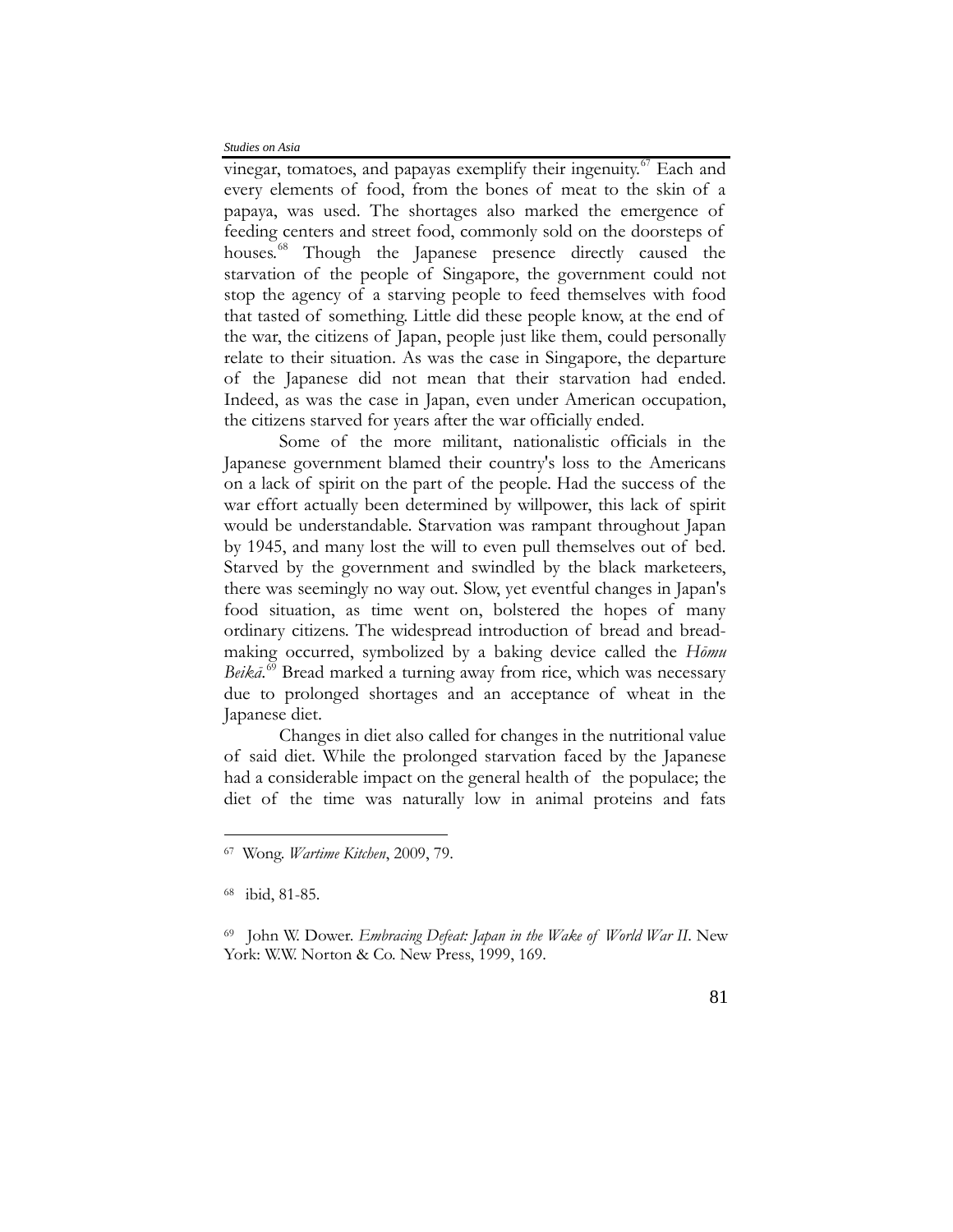vinegar, tomatoes, and papayas exemplify their ingenuity.[67] Each and every elements of food, from the bones of meat to the skin of a papaya, was used. The shortages also marked the emergence of feeding centers and street food, commonly sold on the doorsteps of houses.[68] Though the Japanese presence directly caused the starvation of the people of Singapore, the government could not stop the agency of a starving people to feed themselves with food that tasted of something. Little did these people know, at the end of the war, the citizens of Japan, people just like them, could personally relate to their situation. As was the case in Singapore, the departure of the Japanese did not mean that their starvation had ended. Indeed, as was the case in Japan, even under American occupation, the citizens starved for years after the war officially ended.

Some of the more militant, nationalistic officials in the Japanese government blamed their country's loss to the Americans on a lack of spirit on the part of the people. Had the success of the war effort actually been determined by willpower, this lack of spirit would be understandable. Starvation was rampant throughout Japan by 1945, and many lost the will to even pull themselves out of bed. Starved by the government and swindled by the black marketeers, there was seemingly no way out. Slow, yet eventful changes in Japan's food situation, as time went on, bolstered the hopes of many ordinary citizens. The widespread introduction of bread and bread-making occurred, symbolized by a baking device called the *Hōmu Beikā*.[69] Bread marked a turning away from rice, which was necessary due to prolonged shortages and an acceptance of wheat in the Japanese diet.

Changes in diet also called for changes in the nutritional value of said diet. While the prolonged starvation faced by the Japanese had a considerable impact on the general health of the populace; the diet of the time was naturally low in animal proteins and fats

---

67 Wong. *Wartime Kitchen*, 2009, 79.

68 ibid, 81-85.

69 John W. Dower. *Embracing Defeat: Japan in the Wake of World War II*. New York: W.W. Norton & Co. New Press, 1999, 169.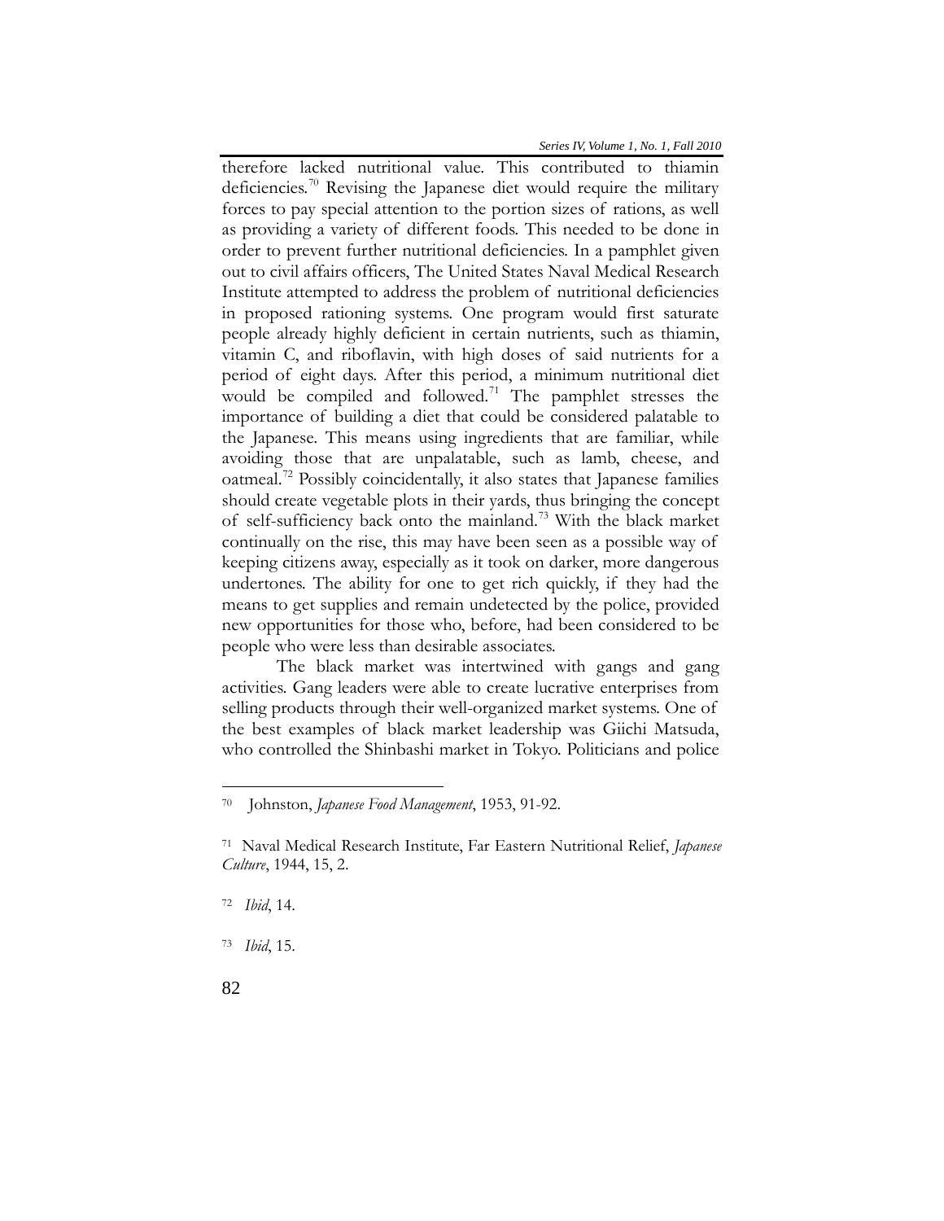therefore lacked nutritional value. This contributed to thiamin deficiencies.[70] Revising the Japanese diet would require the military forces to pay special attention to the portion sizes of rations, as well as providing a variety of different foods. This needed to be done in order to prevent further nutritional deficiencies. In a pamphlet given out to civil affairs officers, The United States Naval Medical Research Institute attempted to address the problem of nutritional deficiencies in proposed rationing systems. One program would first saturate people already highly deficient in certain nutrients, such as thiamin, vitamin C, and riboflavin, with high doses of said nutrients for a period of eight days. After this period, a minimum nutritional diet would be compiled and followed.[71] The pamphlet stresses the importance of building a diet that could be considered palatable to the Japanese. This means using ingredients that are familiar, while avoiding those that are unpalatable, such as lamb, cheese, and oatmeal.[72] Possibly coincidentally, it also states that Japanese families should create vegetable plots in their yards, thus bringing the concept of self-sufficiency back onto the mainland.[73] With the black market continually on the rise, this may have been seen as a possible way of keeping citizens away, especially as it took on darker, more dangerous undertones. The ability for one to get rich quickly, if they had the means to get supplies and remain undetected by the police, provided new opportunities for those who, before, had been considered to be people who were less than desirable associates.

The black market was intertwined with gangs and gang activities. Gang leaders were able to create lucrative enterprises from selling products through their well-organized market systems. One of the best examples of black market leadership was Giichi Matsuda, who controlled the Shinbashi market in Tokyo. Politicians and police

---

70 Johnston, *Japanese Food Management*, 1953, 91-92.

71 Naval Medical Research Institute, Far Eastern Nutritional Relief, *Japanese Culture*, 1944, 15, 2.

72 *Ibid*, 14.

73 *Ibid*, 15.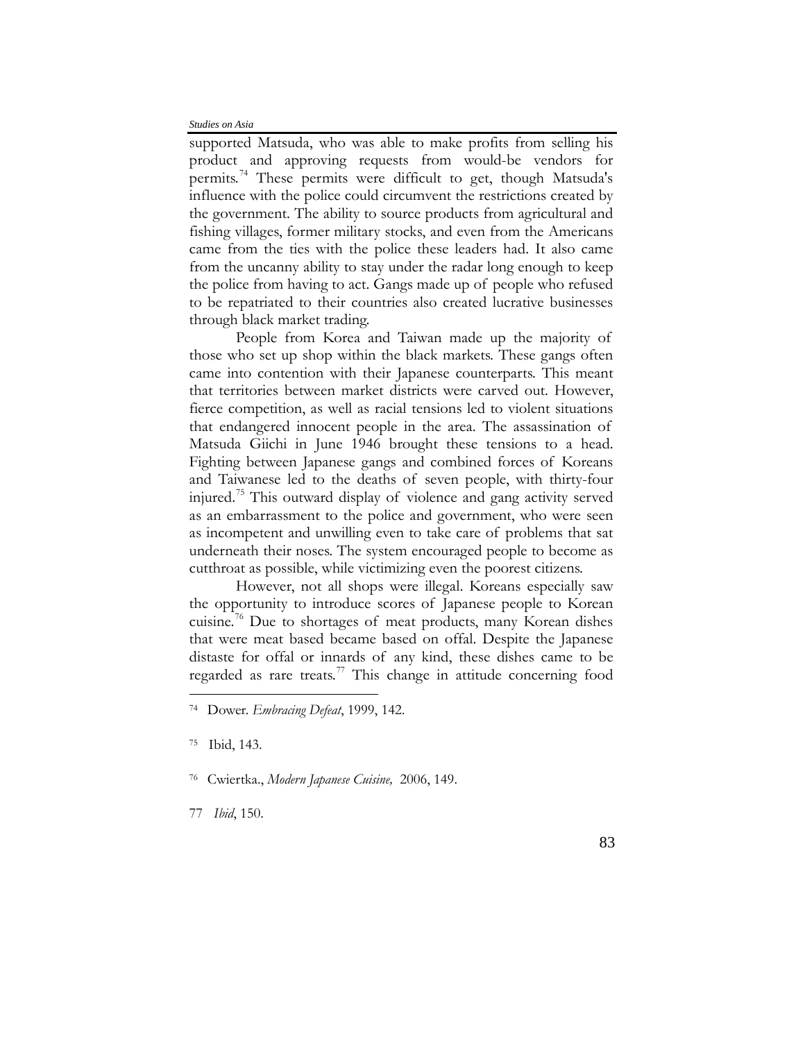supported Matsuda, who was able to make profits from selling his product and approving requests from would-be vendors for permits.[74] These permits were difficult to get, though Matsuda's influence with the police could circumvent the restrictions created by the government. The ability to source products from agricultural and fishing villages, former military stocks, and even from the Americans came from the ties with the police these leaders had. It also came from the uncanny ability to stay under the radar long enough to keep the police from having to act. Gangs made up of people who refused to be repatriated to their countries also created lucrative businesses through black market trading.

People from Korea and Taiwan made up the majority of those who set up shop within the black markets. These gangs often came into contention with their Japanese counterparts. This meant that territories between market districts were carved out. However, fierce competition, as well as racial tensions led to violent situations that endangered innocent people in the area. The assassination of Matsuda Giichi in June 1946 brought these tensions to a head. Fighting between Japanese gangs and combined forces of Koreans and Taiwanese led to the deaths of seven people, with thirty-four injured.[75] This outward display of violence and gang activity served as an embarrassment to the police and government, who were seen as incompetent and unwilling even to take care of problems that sat underneath their noses. The system encouraged people to become as cutthroat as possible, while victimizing even the poorest citizens.

However, not all shops were illegal. Koreans especially saw the opportunity to introduce scores of Japanese people to Korean cuisine.[76] Due to shortages of meat products, many Korean dishes that were meat based became based on offal. Despite the Japanese distaste for offal or innards of any kind, these dishes came to be regarded as rare treats.[77] This change in attitude concerning food

---

74 Dower. *Embracing Defeat*, 1999, 142.

75 Ibid, 143.

76 Cwiertka., *Modern Japanese Cuisine,* 2006, 149.

77 *Ibid*, 150.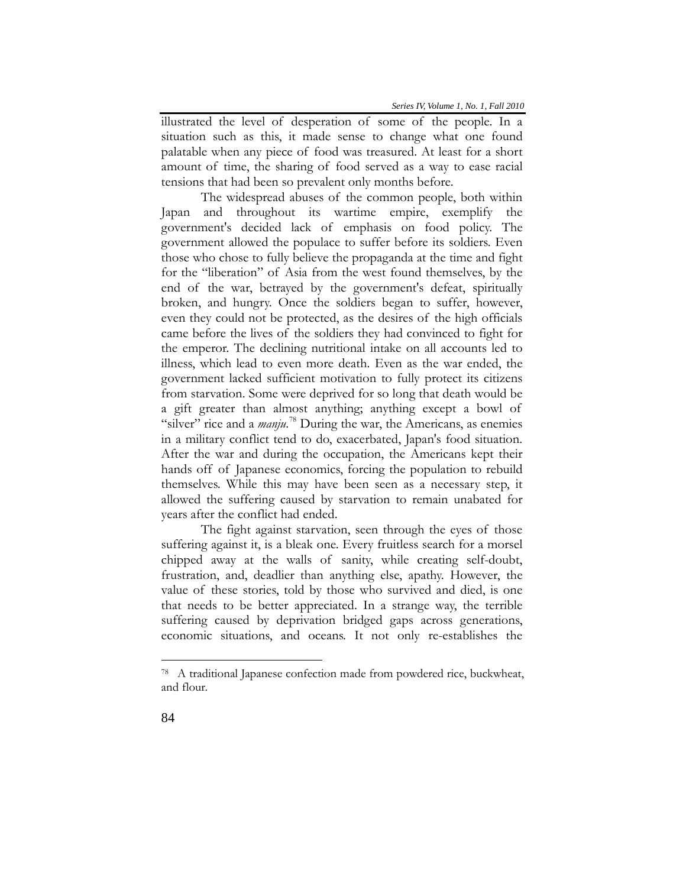illustrated the level of desperation of some of the people. In a situation such as this, it made sense to change what one found palatable when any piece of food was treasured. At least for a short amount of time, the sharing of food served as a way to ease racial tensions that had been so prevalent only months before.

The widespread abuses of the common people, both within Japan and throughout its wartime empire, exemplify the government's decided lack of emphasis on food policy. The government allowed the populace to suffer before its soldiers. Even those who chose to fully believe the propaganda at the time and fight for the "liberation" of Asia from the west found themselves, by the end of the war, betrayed by the government's defeat, spiritually broken, and hungry. Once the soldiers began to suffer, however, even they could not be protected, as the desires of the high officials came before the lives of the soldiers they had convinced to fight for the emperor. The declining nutritional intake on all accounts led to illness, which lead to even more death. Even as the war ended, the government lacked sufficient motivation to fully protect its citizens from starvation. Some were deprived for so long that death would be a gift greater than almost anything; anything except a bowl of "silver" rice and a *manju*.[78] During the war, the Americans, as enemies in a military conflict tend to do, exacerbated, Japan's food situation. After the war and during the occupation, the Americans kept their hands off of Japanese economics, forcing the population to rebuild themselves. While this may have been seen as a necessary step, it allowed the suffering caused by starvation to remain unabated for years after the conflict had ended.

The fight against starvation, seen through the eyes of those suffering against it, is a bleak one. Every fruitless search for a morsel chipped away at the walls of sanity, while creating self-doubt, frustration, and, deadlier than anything else, apathy. However, the value of these stories, told by those who survived and died, is one that needs to be better appreciated. In a strange way, the terrible suffering caused by deprivation bridged gaps across generations, economic situations, and oceans. It not only re-establishes the

---

[78] A traditional Japanese confection made from powdered rice, buckwheat, and flour.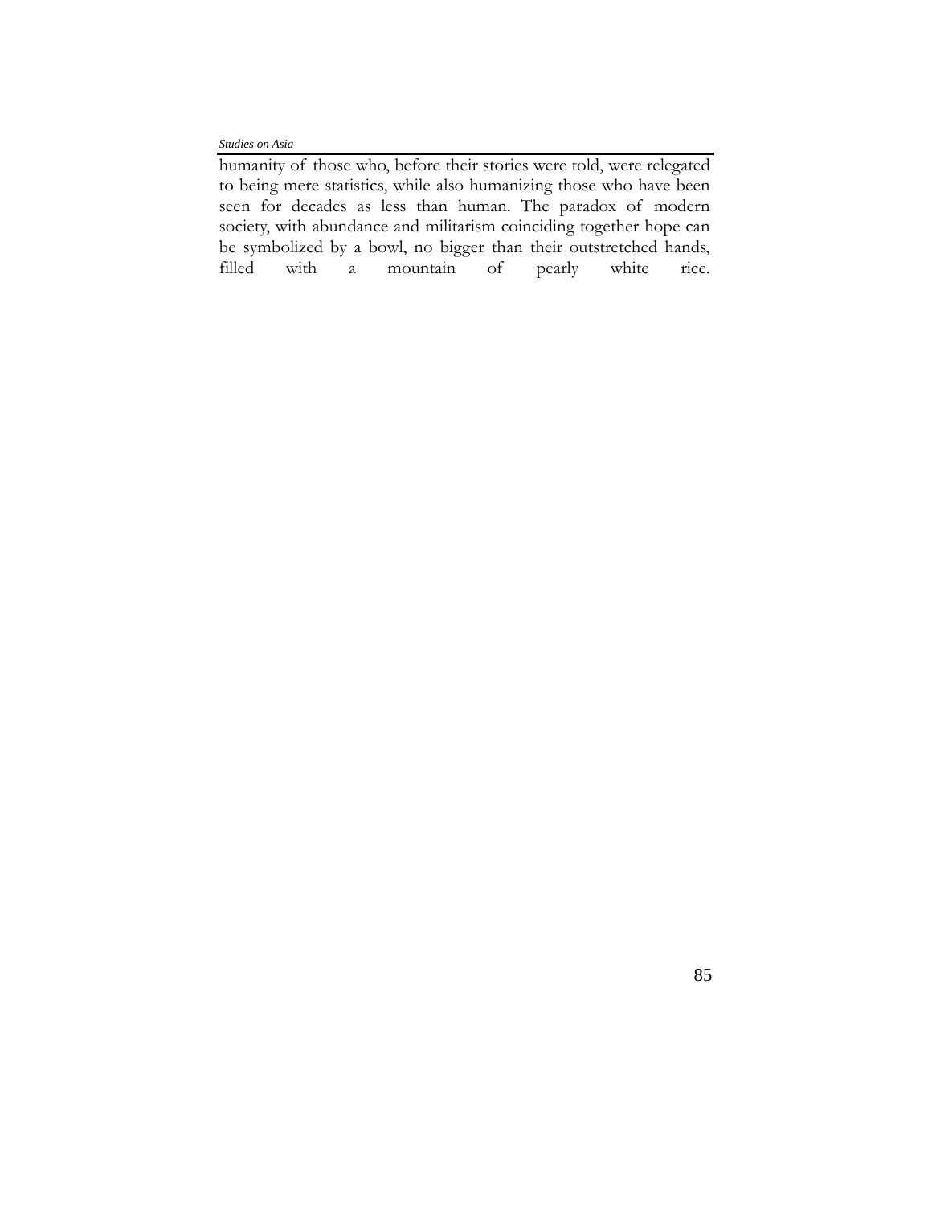humanity of those who, before their stories were told, were relegated to being mere statistics, while also humanizing those who have been seen for decades as less than human. The paradox of modern society, with abundance and militarism coinciding together hope can be symbolized by a bowl, no bigger than their outstretched hands, filled with a mountain of pearly white rice.